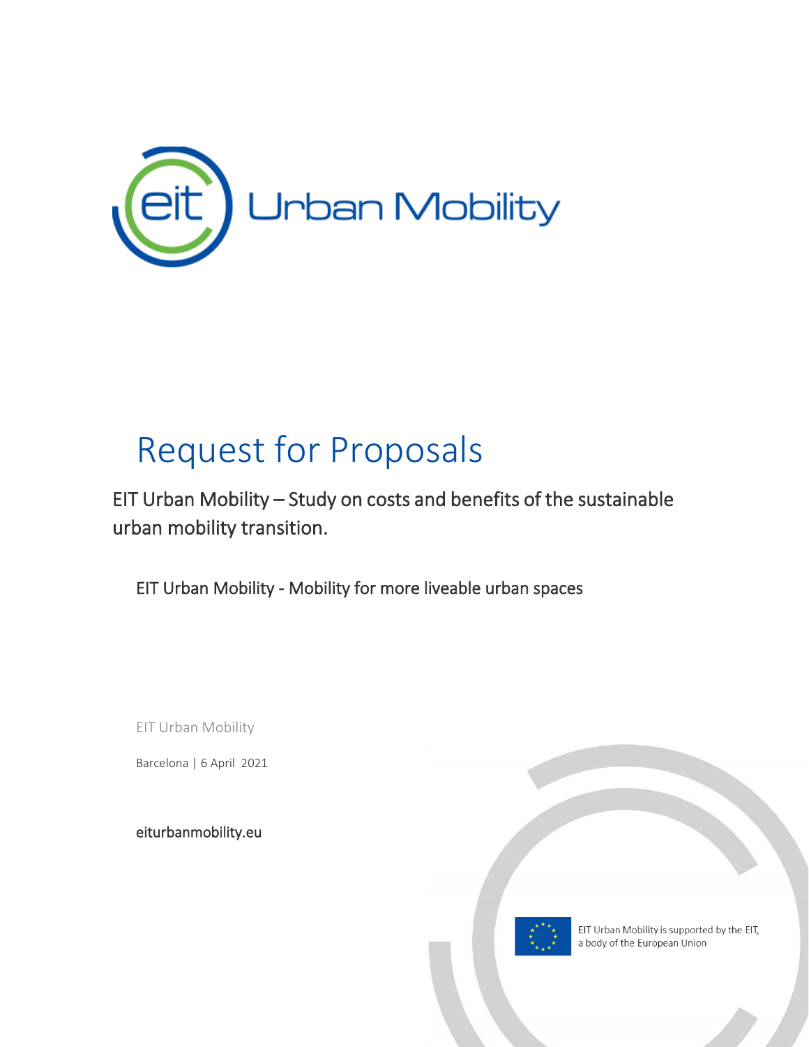# Request for Proposals

## EIT Urban Mobility – Study on costs and benefits of the sustainable urban mobility transition.

EIT Urban Mobility - Mobility for more liveable urban spaces

EIT Urban Mobility

Barcelona | 6 April 2021

eiturbanmobility.eu

EIT Urban Mobility is supported by the EIT, a body of the European Union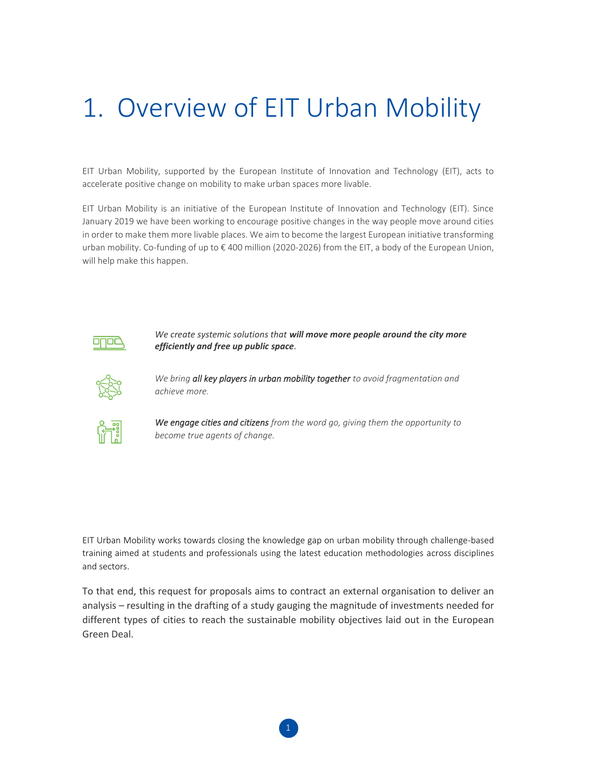# 1. Overview of EIT Urban Mobility

EIT Urban Mobility, supported by the European Institute of Innovation and Technology (EIT), acts to accelerate positive change on mobility to make urban spaces more livable.

EIT Urban Mobility is an initiative of the European Institute of Innovation and Technology (EIT). Since January 2019 we have been working to encourage positive changes in the way people move around cities in order to make them more livable places. We aim to become the largest European initiative transforming urban mobility. Co-funding of up to € 400 million (2020-2026) from the EIT, a body of the European Union, will help make this happen.

*We create systemic solutions that **will move more people around the city more efficiently and free up public space**.*

*We bring **all key players in urban mobility together** to avoid fragmentation and achieve more.*

***We engage cities and citizens** from the word go, giving them the opportunity to become true agents of change.*

EIT Urban Mobility works towards closing the knowledge gap on urban mobility through challenge-based training aimed at students and professionals using the latest education methodologies across disciplines and sectors.

To that end, this request for proposals aims to contract an external organisation to deliver an analysis – resulting in the drafting of a study gauging the magnitude of investments needed for different types of cities to reach the sustainable mobility objectives laid out in the European Green Deal.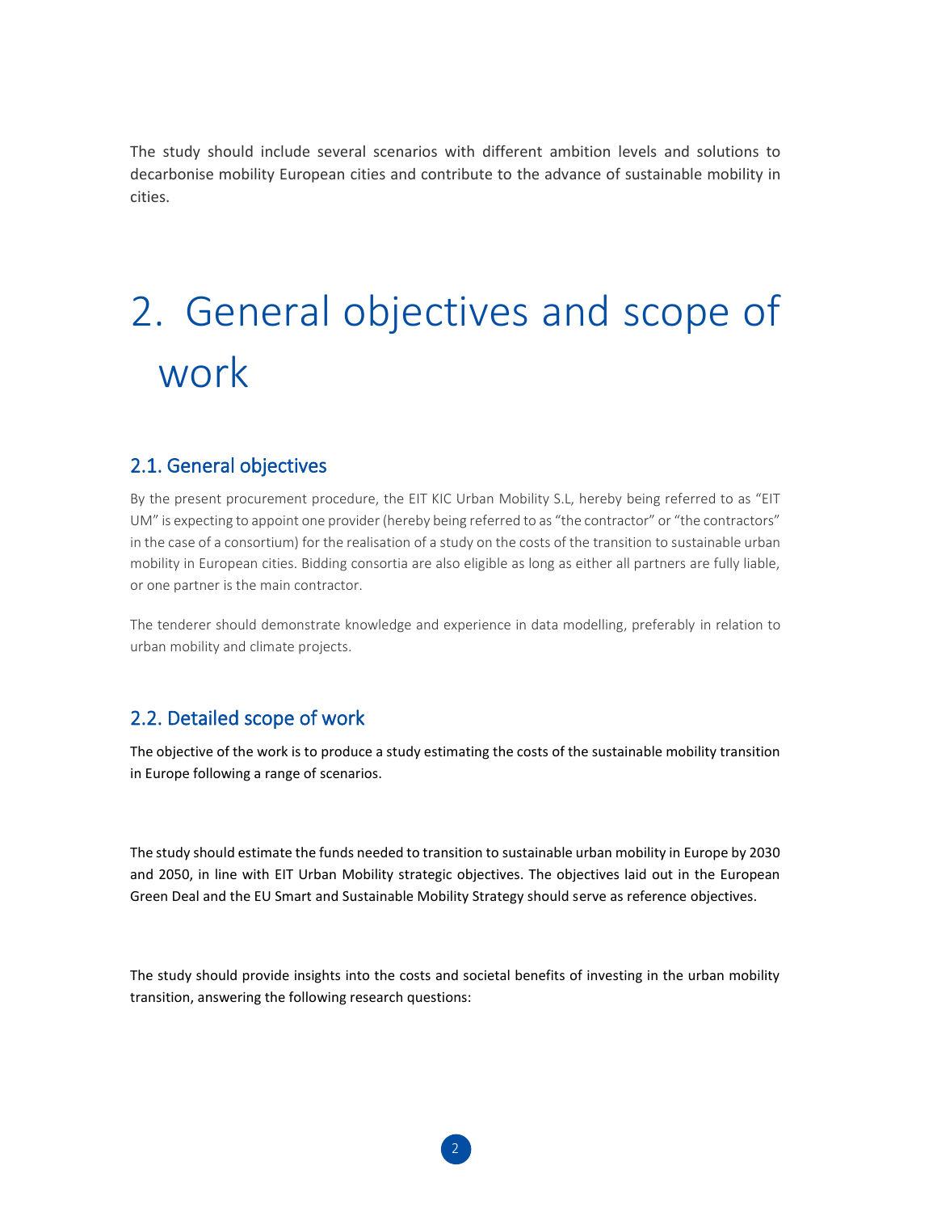The study should include several scenarios with different ambition levels and solutions to decarbonise mobility European cities and contribute to the advance of sustainable mobility in cities.

# 2. General objectives and scope of work

## 2.1. General objectives

By the present procurement procedure, the EIT KIC Urban Mobility S.L, hereby being referred to as "EIT UM" is expecting to appoint one provider (hereby being referred to as "the contractor" or "the contractors" in the case of a consortium) for the realisation of a study on the costs of the transition to sustainable urban mobility in European cities. Bidding consortia are also eligible as long as either all partners are fully liable, or one partner is the main contractor.

The tenderer should demonstrate knowledge and experience in data modelling, preferably in relation to urban mobility and climate projects.

## 2.2. Detailed scope of work

The objective of the work is to produce a study estimating the costs of the sustainable mobility transition in Europe following a range of scenarios.

The study should estimate the funds needed to transition to sustainable urban mobility in Europe by 2030 and 2050, in line with EIT Urban Mobility strategic objectives. The objectives laid out in the European Green Deal and the EU Smart and Sustainable Mobility Strategy should serve as reference objectives.

The study should provide insights into the costs and societal benefits of investing in the urban mobility transition, answering the following research questions: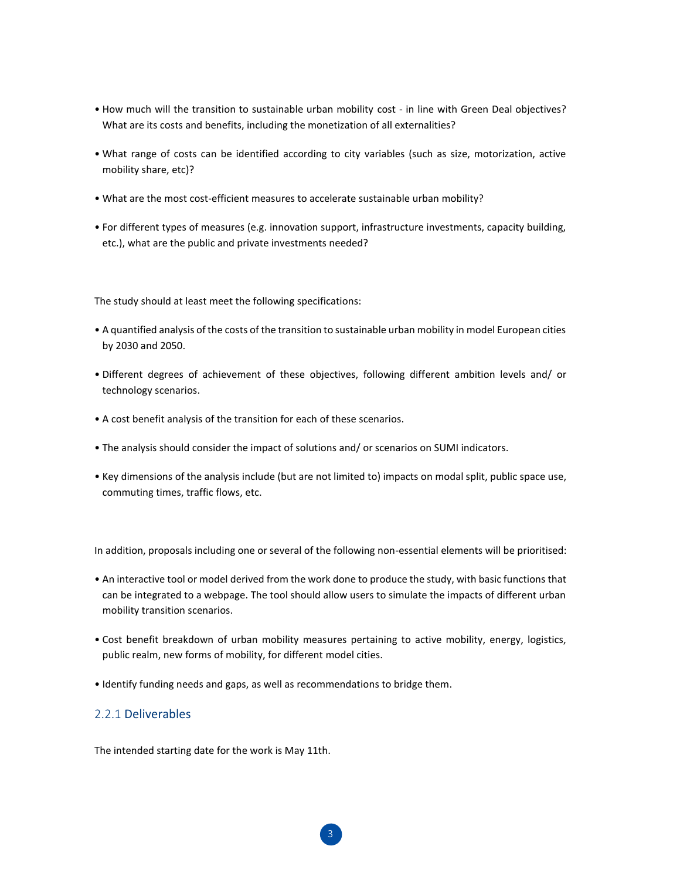- How much will the transition to sustainable urban mobility cost - in line with Green Deal objectives? What are its costs and benefits, including the monetization of all externalities?
- What range of costs can be identified according to city variables (such as size, motorization, active mobility share, etc)?
- What are the most cost-efficient measures to accelerate sustainable urban mobility?
- For different types of measures (e.g. innovation support, infrastructure investments, capacity building, etc.), what are the public and private investments needed?

The study should at least meet the following specifications:

- A quantified analysis of the costs of the transition to sustainable urban mobility in model European cities by 2030 and 2050.
- Different degrees of achievement of these objectives, following different ambition levels and/ or technology scenarios.
- A cost benefit analysis of the transition for each of these scenarios.
- The analysis should consider the impact of solutions and/ or scenarios on SUMI indicators.
- Key dimensions of the analysis include (but are not limited to) impacts on modal split, public space use, commuting times, traffic flows, etc.

In addition, proposals including one or several of the following non-essential elements will be prioritised:

- An interactive tool or model derived from the work done to produce the study, with basic functions that can be integrated to a webpage. The tool should allow users to simulate the impacts of different urban mobility transition scenarios.
- Cost benefit breakdown of urban mobility measures pertaining to active mobility, energy, logistics, public realm, new forms of mobility, for different model cities.
- Identify funding needs and gaps, as well as recommendations to bridge them.

### 2.2.1 Deliverables

The intended starting date for the work is May 11th.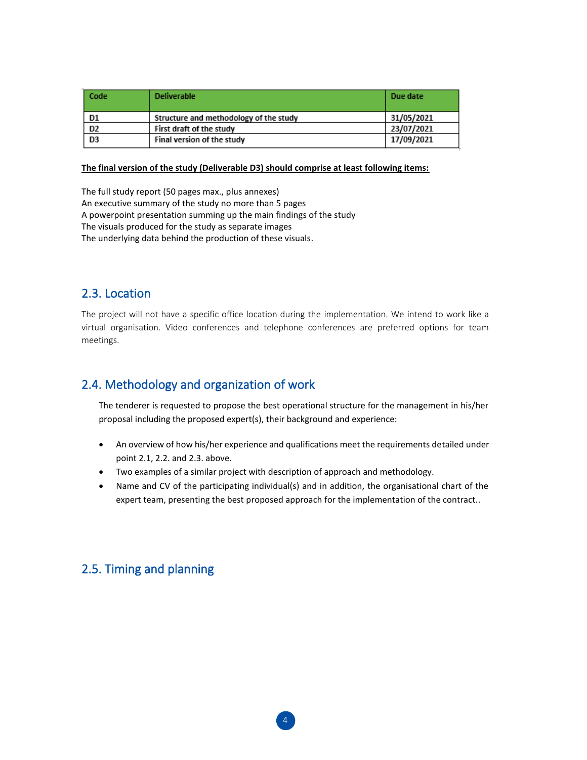| Code | Deliverable | Due date |
| --- | --- | --- |
| D1 | Structure and methodology of the study | 31/05/2021 |
| D2 | First draft of the study | 23/07/2021 |
| D3 | Final version of the study | 17/09/2021 |

**<u>The final version of the study (Deliverable D3) should comprise at least following items:</u>**

The full study report (50 pages max., plus annexes)
An executive summary of the study no more than 5 pages
A powerpoint presentation summing up the main findings of the study
The visuals produced for the study as separate images
The underlying data behind the production of these visuals.

## 2.3. Location

The project will not have a specific office location during the implementation. We intend to work like a virtual organisation. Video conferences and telephone conferences are preferred options for team meetings.

## 2.4. Methodology and organization of work

The tenderer is requested to propose the best operational structure for the management in his/her proposal including the proposed expert(s), their background and experience:

- An overview of how his/her experience and qualifications meet the requirements detailed under point 2.1, 2.2. and 2.3. above.
- Two examples of a similar project with description of approach and methodology.
- Name and CV of the participating individual(s) and in addition, the organisational chart of the expert team, presenting the best proposed approach for the implementation of the contract..

## 2.5. Timing and planning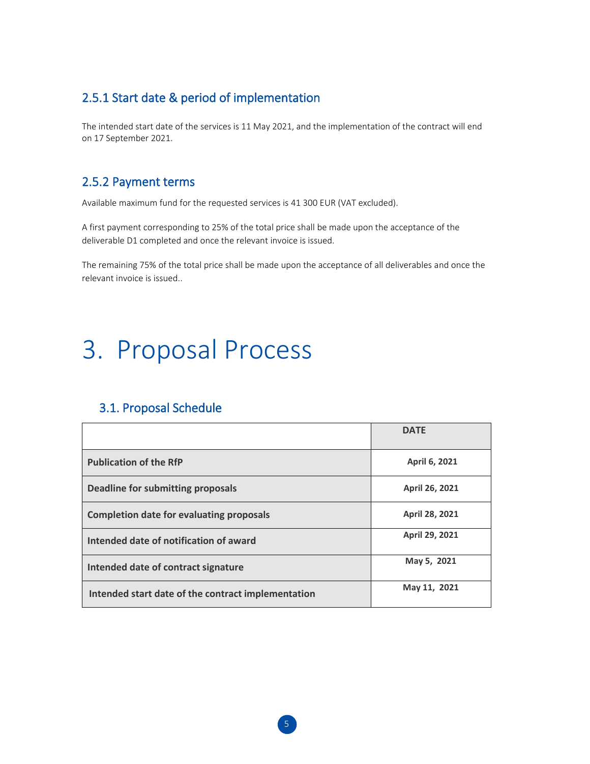### 2.5.1 Start date & period of implementation

The intended start date of the services is 11 May 2021, and the implementation of the contract will end on 17 September 2021.

### 2.5.2 Payment terms

Available maximum fund for the requested services is 41 300 EUR (VAT excluded).

A first payment corresponding to 25% of the total price shall be made upon the acceptance of the deliverable D1 completed and once the relevant invoice is issued.

The remaining 75% of the total price shall be made upon the acceptance of all deliverables and once the relevant invoice is issued..

# 3. Proposal Process

## 3.1. Proposal Schedule

| | **DATE** |
|---|---|
| **Publication of the RfP** | **April 6, 2021** |
| **Deadline for submitting proposals** | **April 26, 2021** |
| **Completion date for evaluating proposals** | **April 28, 2021** |
| **Intended date of notification of award** | **April 29, 2021** |
| **Intended date of contract signature** | **May 5, 2021** |
| **Intended start date of the contract implementation** | **May 11, 2021** |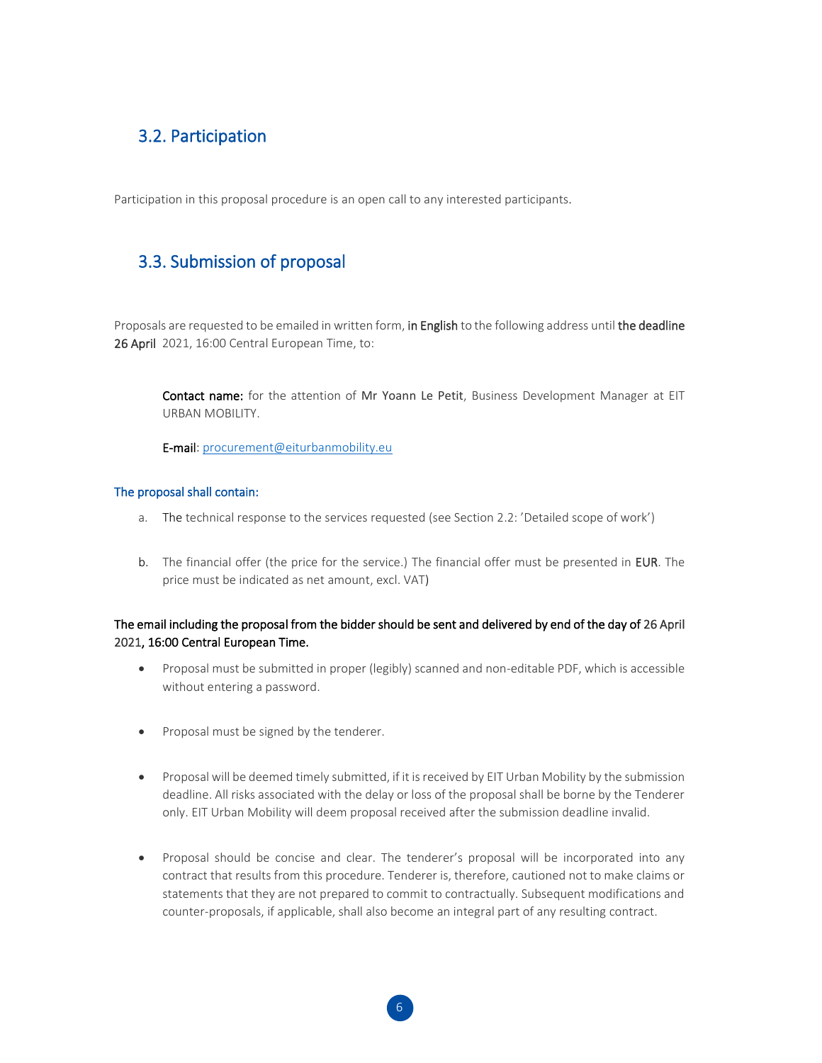## 3.2. Participation

Participation in this proposal procedure is an open call to any interested participants.

## 3.3. Submission of proposal

Proposals are requested to be emailed in written form, **in English** to the following address until **the deadline 26 April** 2021, 16:00 Central European Time, to:

> **Contact name:** for the attention of Mr Yoann Le Petit, Business Development Manager at EIT URBAN MOBILITY.
>
> **E-mail**: procurement@eiturbanmobility.eu

### The proposal shall contain:

a. The technical response to the services requested (see Section 2.2: 'Detailed scope of work')

b. The financial offer (the price for the service.) The financial offer must be presented in **EUR**. The price must be indicated as net amount, excl. VAT)

**The email including the proposal from the bidder should be sent and delivered by end of the day of 26 April 2021, 16:00 Central European Time.**

- Proposal must be submitted in proper (legibly) scanned and non-editable PDF, which is accessible without entering a password.
- Proposal must be signed by the tenderer.
- Proposal will be deemed timely submitted, if it is received by EIT Urban Mobility by the submission deadline. All risks associated with the delay or loss of the proposal shall be borne by the Tenderer only. EIT Urban Mobility will deem proposal received after the submission deadline invalid.
- Proposal should be concise and clear. The tenderer's proposal will be incorporated into any contract that results from this procedure. Tenderer is, therefore, cautioned not to make claims or statements that they are not prepared to commit to contractually. Subsequent modifications and counter-proposals, if applicable, shall also become an integral part of any resulting contract.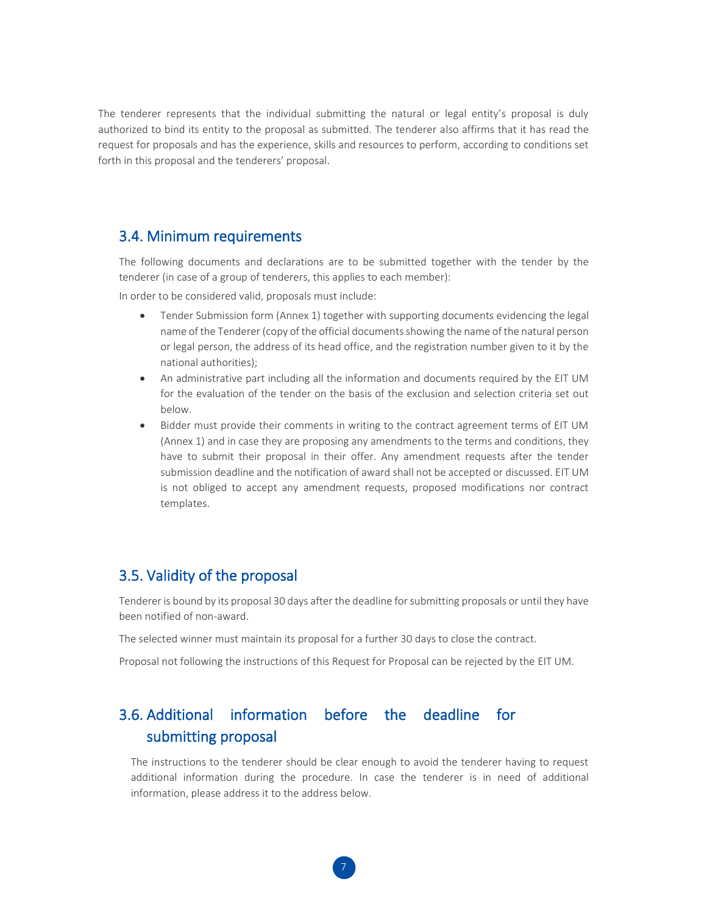The tenderer represents that the individual submitting the natural or legal entity's proposal is duly authorized to bind its entity to the proposal as submitted. The tenderer also affirms that it has read the request for proposals and has the experience, skills and resources to perform, according to conditions set forth in this proposal and the tenderers' proposal.

## 3.4. Minimum requirements

The following documents and declarations are to be submitted together with the tender by the tenderer (in case of a group of tenderers, this applies to each member):

In order to be considered valid, proposals must include:

- Tender Submission form (Annex 1) together with supporting documents evidencing the legal name of the Tenderer (copy of the official documents showing the name of the natural person or legal person, the address of its head office, and the registration number given to it by the national authorities);
- An administrative part including all the information and documents required by the EIT UM for the evaluation of the tender on the basis of the exclusion and selection criteria set out below.
- Bidder must provide their comments in writing to the contract agreement terms of EIT UM (Annex 1) and in case they are proposing any amendments to the terms and conditions, they have to submit their proposal in their offer. Any amendment requests after the tender submission deadline and the notification of award shall not be accepted or discussed. EIT UM is not obliged to accept any amendment requests, proposed modifications nor contract templates.

## 3.5. Validity of the proposal

Tenderer is bound by its proposal 30 days after the deadline for submitting proposals or until they have been notified of non-award.

The selected winner must maintain its proposal for a further 30 days to close the contract.

Proposal not following the instructions of this Request for Proposal can be rejected by the EIT UM.

## 3.6. Additional information before the deadline for submitting proposal

The instructions to the tenderer should be clear enough to avoid the tenderer having to request additional information during the procedure. In case the tenderer is in need of additional information, please address it to the address below.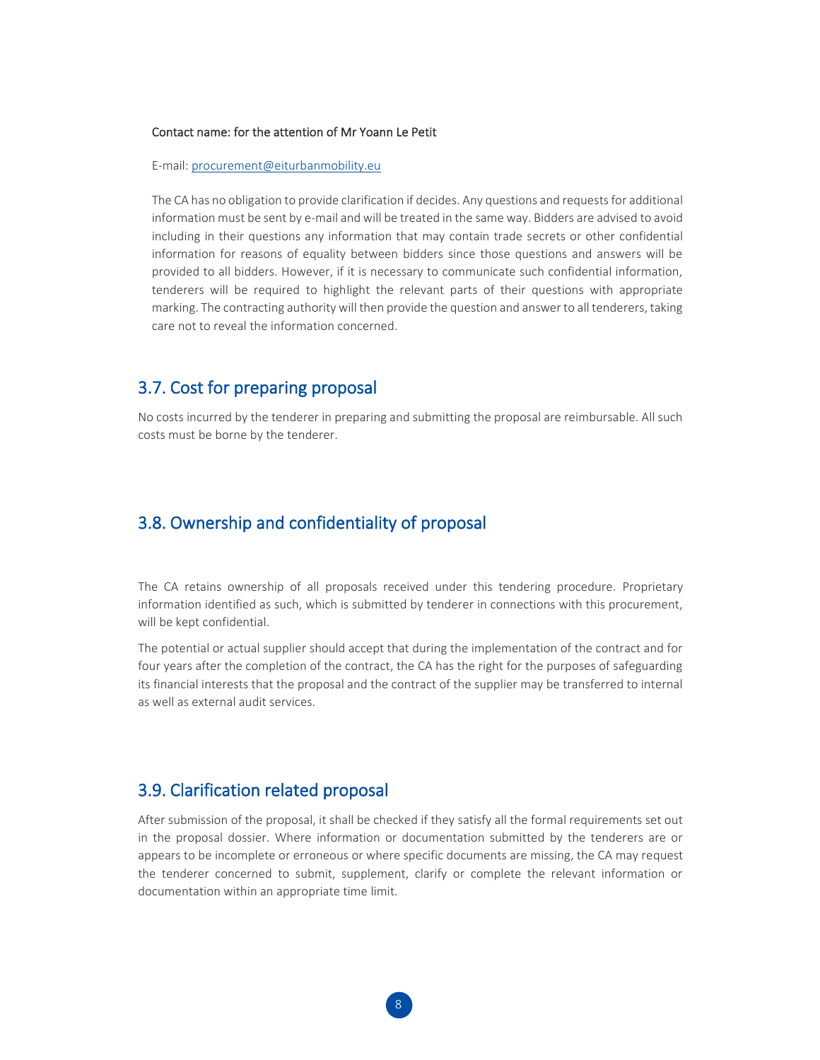Contact name: for the attention of Mr Yoann Le Petit

E-mail: procurement@eiturbanmobility.eu

The CA has no obligation to provide clarification if decides. Any questions and requests for additional information must be sent by e-mail and will be treated in the same way. Bidders are advised to avoid including in their questions any information that may contain trade secrets or other confidential information for reasons of equality between bidders since those questions and answers will be provided to all bidders. However, if it is necessary to communicate such confidential information, tenderers will be required to highlight the relevant parts of their questions with appropriate marking. The contracting authority will then provide the question and answer to all tenderers, taking care not to reveal the information concerned.

## 3.7. Cost for preparing proposal

No costs incurred by the tenderer in preparing and submitting the proposal are reimbursable. All such costs must be borne by the tenderer.

## 3.8. Ownership and confidentiality of proposal

The CA retains ownership of all proposals received under this tendering procedure. Proprietary information identified as such, which is submitted by tenderer in connections with this procurement, will be kept confidential.

The potential or actual supplier should accept that during the implementation of the contract and for four years after the completion of the contract, the CA has the right for the purposes of safeguarding its financial interests that the proposal and the contract of the supplier may be transferred to internal as well as external audit services.

## 3.9. Clarification related proposal

After submission of the proposal, it shall be checked if they satisfy all the formal requirements set out in the proposal dossier. Where information or documentation submitted by the tenderers are or appears to be incomplete or erroneous or where specific documents are missing, the CA may request the tenderer concerned to submit, supplement, clarify or complete the relevant information or documentation within an appropriate time limit.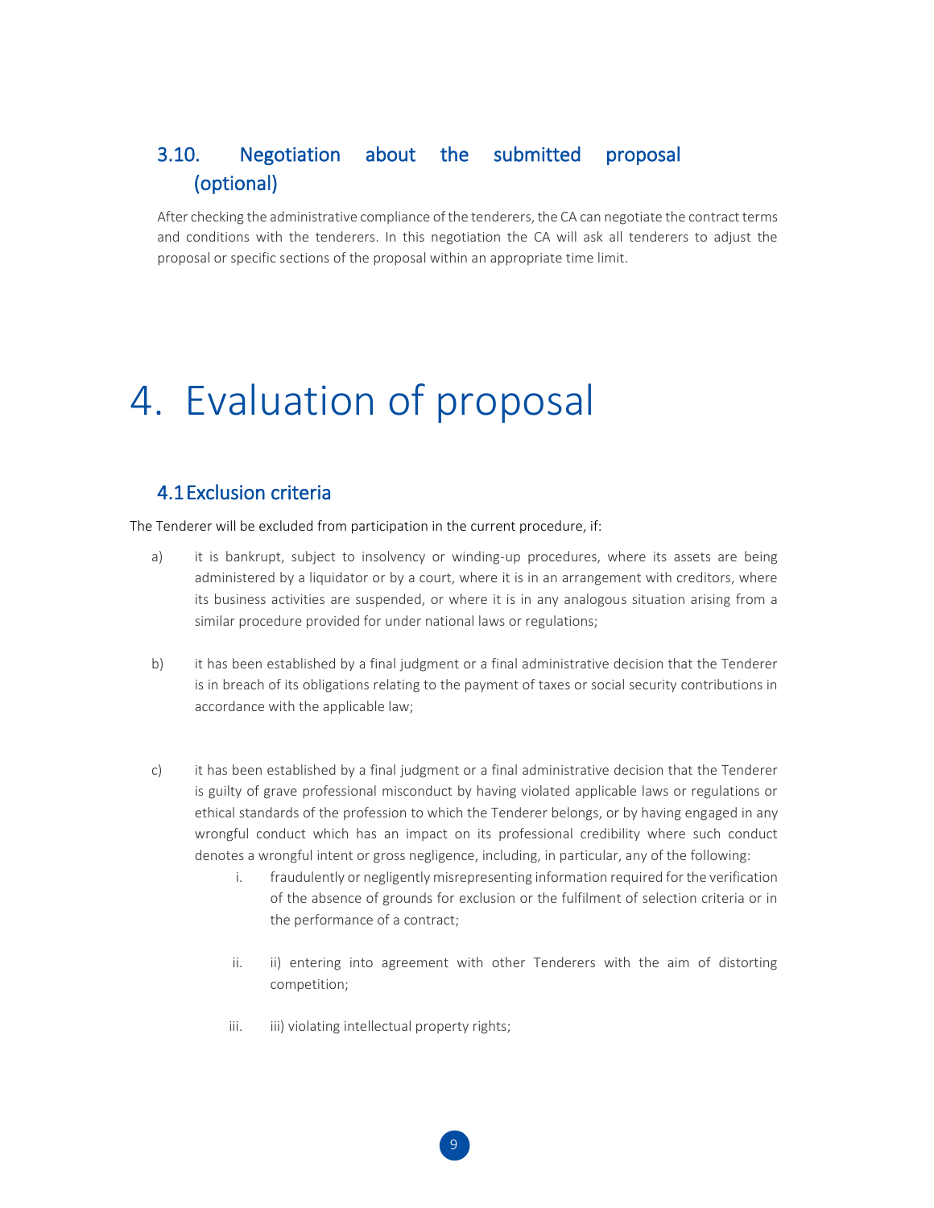### 3.10. Negotiation about the submitted proposal (optional)

After checking the administrative compliance of the tenderers, the CA can negotiate the contract terms and conditions with the tenderers. In this negotiation the CA will ask all tenderers to adjust the proposal or specific sections of the proposal within an appropriate time limit.

# 4. Evaluation of proposal

## 4.1 Exclusion criteria

The Tenderer will be excluded from participation in the current procedure, if:

a) it is bankrupt, subject to insolvency or winding-up procedures, where its assets are being administered by a liquidator or by a court, where it is in an arrangement with creditors, where its business activities are suspended, or where it is in any analogous situation arising from a similar procedure provided for under national laws or regulations;

b) it has been established by a final judgment or a final administrative decision that the Tenderer is in breach of its obligations relating to the payment of taxes or social security contributions in accordance with the applicable law;

c) it has been established by a final judgment or a final administrative decision that the Tenderer is guilty of grave professional misconduct by having violated applicable laws or regulations or ethical standards of the profession to which the Tenderer belongs, or by having engaged in any wrongful conduct which has an impact on its professional credibility where such conduct denotes a wrongful intent or gross negligence, including, in particular, any of the following:

   i. fraudulently or negligently misrepresenting information required for the verification of the absence of grounds for exclusion or the fulfilment of selection criteria or in the performance of a contract;

   ii. ii) entering into agreement with other Tenderers with the aim of distorting competition;

   iii. iii) violating intellectual property rights;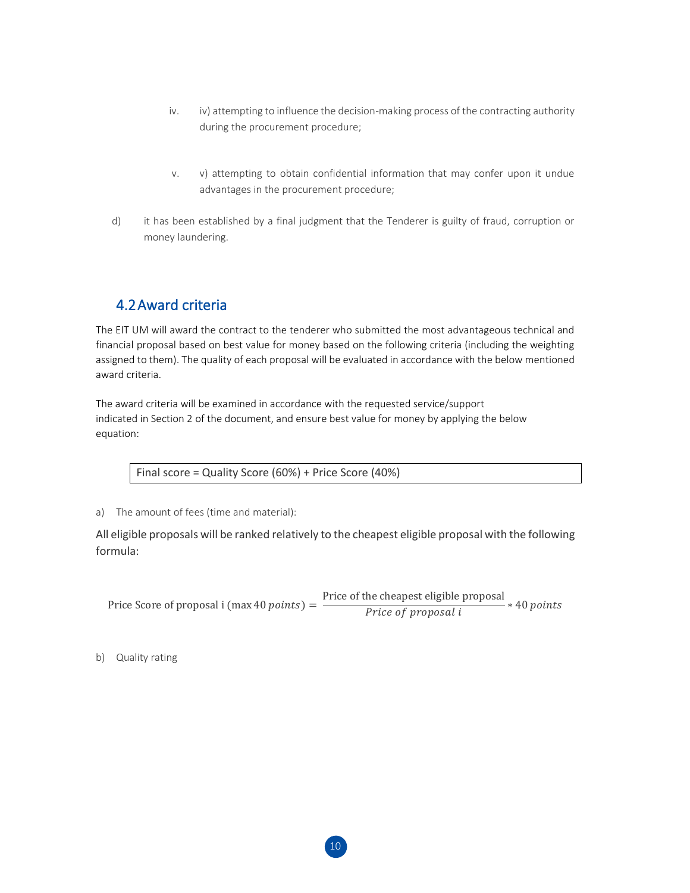iv. iv) attempting to influence the decision-making process of the contracting authority during the procurement procedure;

v. v) attempting to obtain confidential information that may confer upon it undue advantages in the procurement procedure;

d) it has been established by a final judgment that the Tenderer is guilty of fraud, corruption or money laundering.

## 4.2 Award criteria

The EIT UM will award the contract to the tenderer who submitted the most advantageous technical and financial proposal based on best value for money based on the following criteria (including the weighting assigned to them). The quality of each proposal will be evaluated in accordance with the below mentioned award criteria.

The award criteria will be examined in accordance with the requested service/support indicated in Section 2 of the document, and ensure best value for money by applying the below equation:

| Final score = Quality Score (60%) + Price Score (40%) |
|---|

a) The amount of fees (time and material):

All eligible proposals will be ranked relatively to the cheapest eligible proposal with the following formula:

$$\text{Price Score of proposal i } (\max 40\, points) = \frac{\text{Price of the cheapest eligible proposal}}{Price\ of\ proposal\ i} * 40\, points$$

b) Quality rating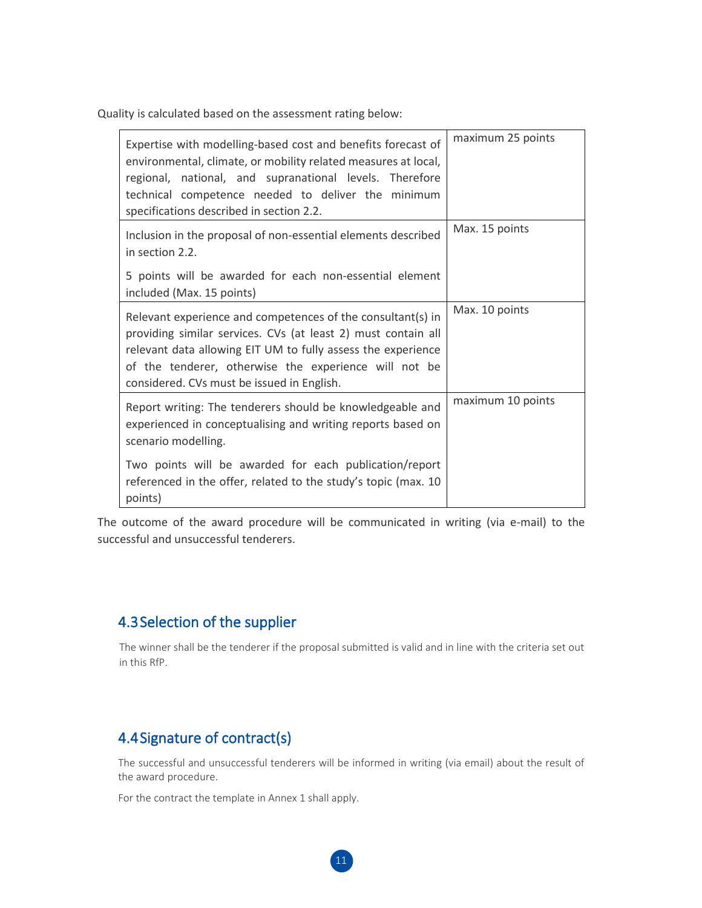Quality is calculated based on the assessment rating below:

| Criterion | Points |
|---|---|
| Expertise with modelling-based cost and benefits forecast of environmental, climate, or mobility related measures at local, regional, national, and supranational levels. Therefore technical competence needed to deliver the minimum specifications described in section 2.2. | maximum 25 points |
| Inclusion in the proposal of non-essential elements described in section 2.2.<br><br>5 points will be awarded for each non-essential element included (Max. 15 points) | Max. 15 points |
| Relevant experience and competences of the consultant(s) in providing similar services. CVs (at least 2) must contain all relevant data allowing EIT UM to fully assess the experience of the tenderer, otherwise the experience will not be considered. CVs must be issued in English. | Max. 10 points |
| Report writing: The tenderers should be knowledgeable and experienced in conceptualising and writing reports based on scenario modelling.<br><br>Two points will be awarded for each publication/report referenced in the offer, related to the study's topic (max. 10 points) | maximum 10 points |

The outcome of the award procedure will be communicated in writing (via e-mail) to the successful and unsuccessful tenderers.

## 4.3 Selection of the supplier

The winner shall be the tenderer if the proposal submitted is valid and in line with the criteria set out in this RfP.

## 4.4 Signature of contract(s)

The successful and unsuccessful tenderers will be informed in writing (via email) about the result of the award procedure.

For the contract the template in Annex 1 shall apply.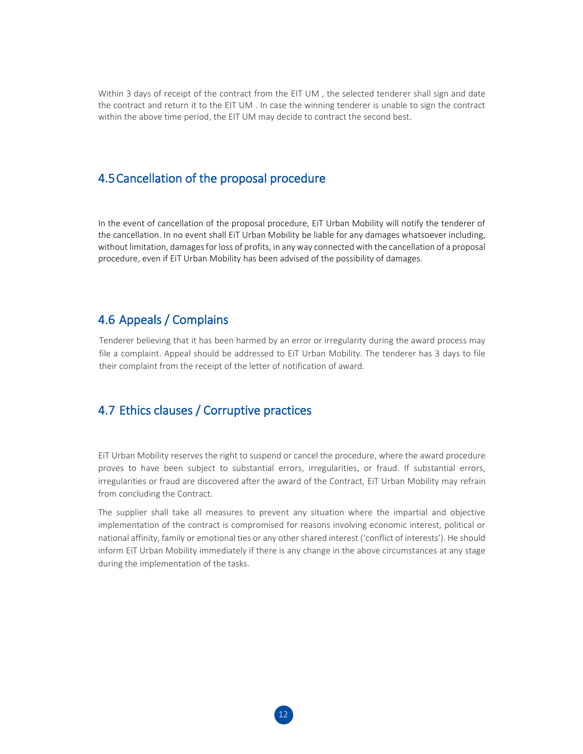Within 3 days of receipt of the contract from the EIT UM , the selected tenderer shall sign and date the contract and return it to the EIT UM . In case the winning tenderer is unable to sign the contract within the above time period, the EIT UM may decide to contract the second best.

## 4.5 Cancellation of the proposal procedure

In the event of cancellation of the proposal procedure, EiT Urban Mobility will notify the tenderer of the cancellation. In no event shall EiT Urban Mobility be liable for any damages whatsoever including, without limitation, damages for loss of profits, in any way connected with the cancellation of a proposal procedure, even if EiT Urban Mobility has been advised of the possibility of damages.

## 4.6 Appeals / Complains

Tenderer believing that it has been harmed by an error or irregularity during the award process may file a complaint. Appeal should be addressed to EiT Urban Mobility. The tenderer has 3 days to file their complaint from the receipt of the letter of notification of award.

## 4.7 Ethics clauses / Corruptive practices

EiT Urban Mobility reserves the right to suspend or cancel the procedure, where the award procedure proves to have been subject to substantial errors, irregularities, or fraud. If substantial errors, irregularities or fraud are discovered after the award of the Contract, EiT Urban Mobility may refrain from concluding the Contract.

The supplier shall take all measures to prevent any situation where the impartial and objective implementation of the contract is compromised for reasons involving economic interest, political or national affinity, family or emotional ties or any other shared interest ('conflict of interests'). He should inform EiT Urban Mobility immediately if there is any change in the above circumstances at any stage during the implementation of the tasks.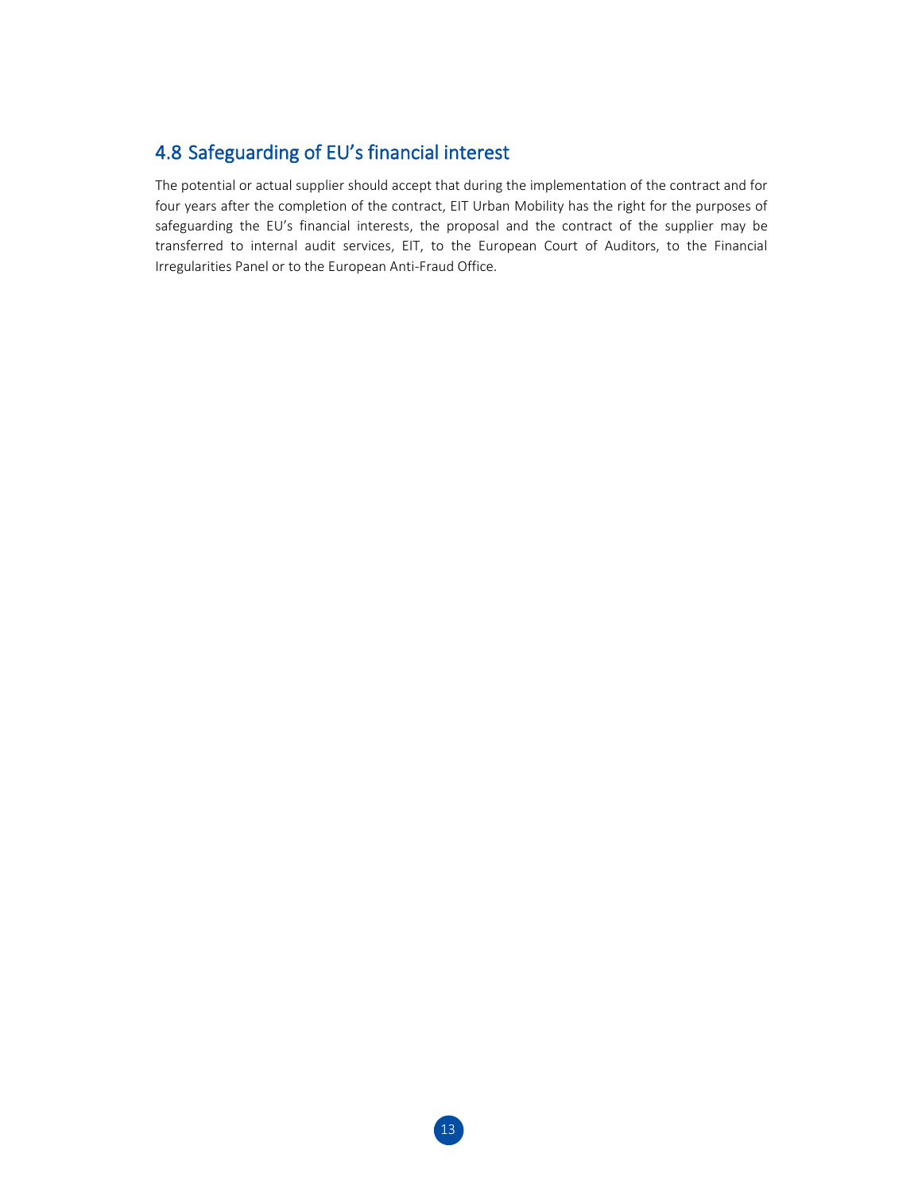## 4.8 Safeguarding of EU's financial interest

The potential or actual supplier should accept that during the implementation of the contract and for four years after the completion of the contract, EIT Urban Mobility has the right for the purposes of safeguarding the EU's financial interests, the proposal and the contract of the supplier may be transferred to internal audit services, EIT, to the European Court of Auditors, to the Financial Irregularities Panel or to the European Anti-Fraud Office.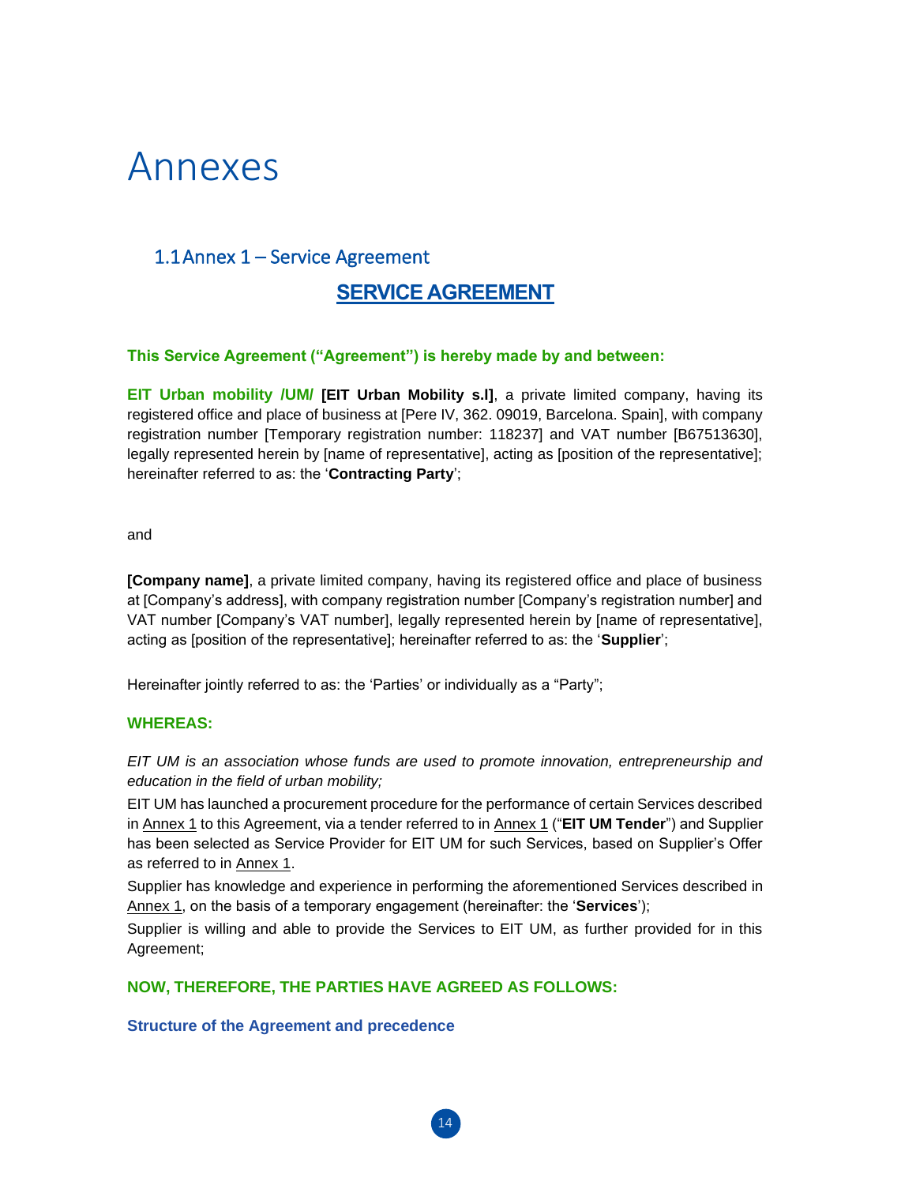# Annexes

## 1.1 Annex 1 – Service Agreement

### SERVICE AGREEMENT

**This Service Agreement ("Agreement") is hereby made by and between:**

**EIT Urban mobility /UM/ [EIT Urban Mobility s.l]**, a private limited company, having its registered office and place of business at [Pere IV, 362. 09019, Barcelona. Spain], with company registration number [Temporary registration number: 118237] and VAT number [B67513630], legally represented herein by [name of representative], acting as [position of the representative]; hereinafter referred to as: the '**Contracting Party**';

and

**[Company name]**, a private limited company, having its registered office and place of business at [Company's address], with company registration number [Company's registration number] and VAT number [Company's VAT number], legally represented herein by [name of representative], acting as [position of the representative]; hereinafter referred to as: the '**Supplier**';

Hereinafter jointly referred to as: the 'Parties' or individually as a "Party";

**WHEREAS:**

*EIT UM is an association whose funds are used to promote innovation, entrepreneurship and education in the field of urban mobility;*

EIT UM has launched a procurement procedure for the performance of certain Services described in Annex 1 to this Agreement, via a tender referred to in Annex 1 ("**EIT UM Tender**") and Supplier has been selected as Service Provider for EIT UM for such Services, based on Supplier's Offer as referred to in Annex 1.

Supplier has knowledge and experience in performing the aforementioned Services described in Annex 1, on the basis of a temporary engagement (hereinafter: the '**Services**');

Supplier is willing and able to provide the Services to EIT UM, as further provided for in this Agreement;

**NOW, THEREFORE, THE PARTIES HAVE AGREED AS FOLLOWS:**

**Structure of the Agreement and precedence**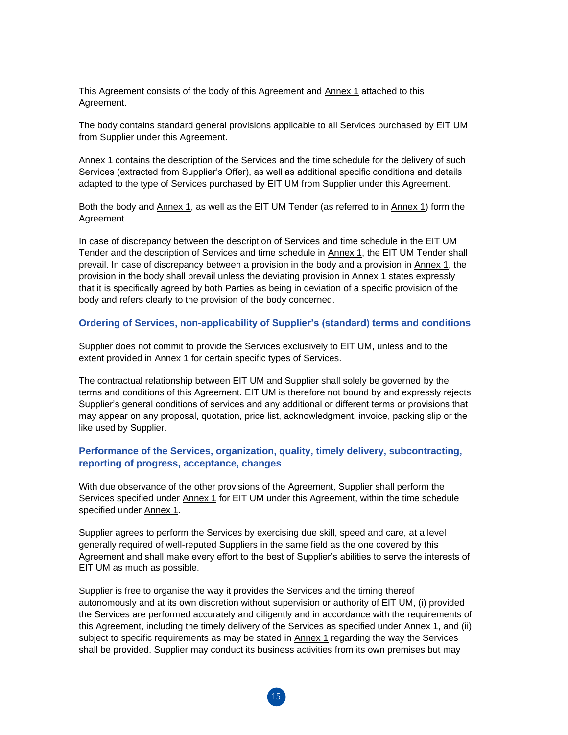This Agreement consists of the body of this Agreement and Annex 1 attached to this Agreement.

The body contains standard general provisions applicable to all Services purchased by EIT UM from Supplier under this Agreement.

Annex 1 contains the description of the Services and the time schedule for the delivery of such Services (extracted from Supplier's Offer), as well as additional specific conditions and details adapted to the type of Services purchased by EIT UM from Supplier under this Agreement.

Both the body and Annex 1, as well as the EIT UM Tender (as referred to in Annex 1) form the Agreement.

In case of discrepancy between the description of Services and time schedule in the EIT UM Tender and the description of Services and time schedule in Annex 1, the EIT UM Tender shall prevail. In case of discrepancy between a provision in the body and a provision in Annex 1, the provision in the body shall prevail unless the deviating provision in Annex 1 states expressly that it is specifically agreed by both Parties as being in deviation of a specific provision of the body and refers clearly to the provision of the body concerned.

### Ordering of Services, non-applicability of Supplier's (standard) terms and conditions

Supplier does not commit to provide the Services exclusively to EIT UM, unless and to the extent provided in Annex 1 for certain specific types of Services.

The contractual relationship between EIT UM and Supplier shall solely be governed by the terms and conditions of this Agreement. EIT UM is therefore not bound by and expressly rejects Supplier's general conditions of services and any additional or different terms or provisions that may appear on any proposal, quotation, price list, acknowledgment, invoice, packing slip or the like used by Supplier.

### Performance of the Services, organization, quality, timely delivery, subcontracting, reporting of progress, acceptance, changes

With due observance of the other provisions of the Agreement, Supplier shall perform the Services specified under Annex 1 for EIT UM under this Agreement, within the time schedule specified under Annex 1.

Supplier agrees to perform the Services by exercising due skill, speed and care, at a level generally required of well-reputed Suppliers in the same field as the one covered by this Agreement and shall make every effort to the best of Supplier's abilities to serve the interests of EIT UM as much as possible.

Supplier is free to organise the way it provides the Services and the timing thereof autonomously and at its own discretion without supervision or authority of EIT UM, (i) provided the Services are performed accurately and diligently and in accordance with the requirements of this Agreement, including the timely delivery of the Services as specified under Annex 1, and (ii) subject to specific requirements as may be stated in Annex 1 regarding the way the Services shall be provided. Supplier may conduct its business activities from its own premises but may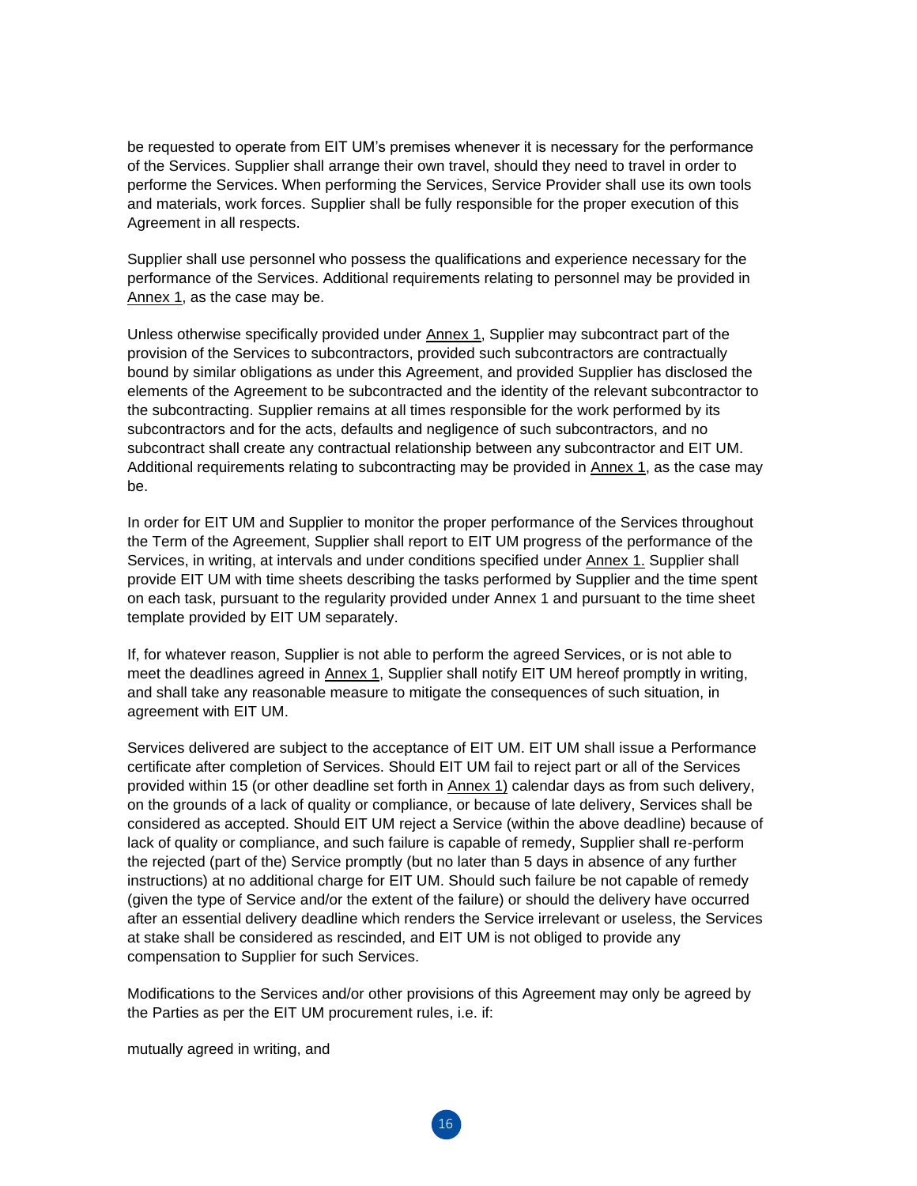be requested to operate from EIT UM's premises whenever it is necessary for the performance of the Services. Supplier shall arrange their own travel, should they need to travel in order to performe the Services. When performing the Services, Service Provider shall use its own tools and materials, work forces. Supplier shall be fully responsible for the proper execution of this Agreement in all respects.

Supplier shall use personnel who possess the qualifications and experience necessary for the performance of the Services. Additional requirements relating to personnel may be provided in Annex 1, as the case may be.

Unless otherwise specifically provided under Annex 1, Supplier may subcontract part of the provision of the Services to subcontractors, provided such subcontractors are contractually bound by similar obligations as under this Agreement, and provided Supplier has disclosed the elements of the Agreement to be subcontracted and the identity of the relevant subcontractor to the subcontracting. Supplier remains at all times responsible for the work performed by its subcontractors and for the acts, defaults and negligence of such subcontractors, and no subcontract shall create any contractual relationship between any subcontractor and EIT UM. Additional requirements relating to subcontracting may be provided in Annex 1, as the case may be.

In order for EIT UM and Supplier to monitor the proper performance of the Services throughout the Term of the Agreement, Supplier shall report to EIT UM progress of the performance of the Services, in writing, at intervals and under conditions specified under Annex 1. Supplier shall provide EIT UM with time sheets describing the tasks performed by Supplier and the time spent on each task, pursuant to the regularity provided under Annex 1 and pursuant to the time sheet template provided by EIT UM separately.

If, for whatever reason, Supplier is not able to perform the agreed Services, or is not able to meet the deadlines agreed in Annex 1, Supplier shall notify EIT UM hereof promptly in writing, and shall take any reasonable measure to mitigate the consequences of such situation, in agreement with EIT UM.

Services delivered are subject to the acceptance of EIT UM. EIT UM shall issue a Performance certificate after completion of Services. Should EIT UM fail to reject part or all of the Services provided within 15 (or other deadline set forth in Annex 1) calendar days as from such delivery, on the grounds of a lack of quality or compliance, or because of late delivery, Services shall be considered as accepted. Should EIT UM reject a Service (within the above deadline) because of lack of quality or compliance, and such failure is capable of remedy, Supplier shall re-perform the rejected (part of the) Service promptly (but no later than 5 days in absence of any further instructions) at no additional charge for EIT UM. Should such failure be not capable of remedy (given the type of Service and/or the extent of the failure) or should the delivery have occurred after an essential delivery deadline which renders the Service irrelevant or useless, the Services at stake shall be considered as rescinded, and EIT UM is not obliged to provide any compensation to Supplier for such Services.

Modifications to the Services and/or other provisions of this Agreement may only be agreed by the Parties as per the EIT UM procurement rules, i.e. if:

mutually agreed in writing, and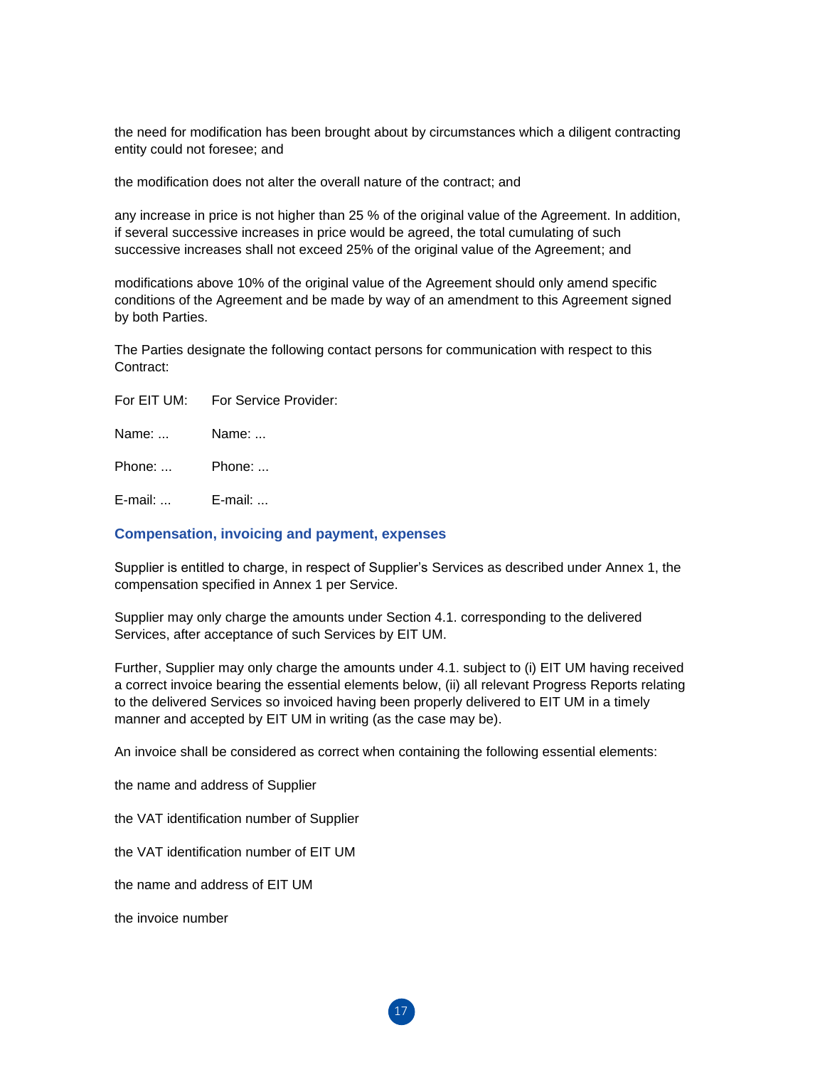the need for modification has been brought about by circumstances which a diligent contracting entity could not foresee; and

the modification does not alter the overall nature of the contract; and

any increase in price is not higher than 25 % of the original value of the Agreement. In addition, if several successive increases in price would be agreed, the total cumulating of such successive increases shall not exceed 25% of the original value of the Agreement; and

modifications above 10% of the original value of the Agreement should only amend specific conditions of the Agreement and be made by way of an amendment to this Agreement signed by both Parties.

The Parties designate the following contact persons for communication with respect to this Contract:

| For EIT UM: | For Service Provider: |
|---|---|
| Name: ... | Name: ... |
| Phone: ... | Phone: ... |
| E-mail: ... | E-mail: ... |

## Compensation, invoicing and payment, expenses

Supplier is entitled to charge, in respect of Supplier's Services as described under Annex 1, the compensation specified in Annex 1 per Service.

Supplier may only charge the amounts under Section 4.1. corresponding to the delivered Services, after acceptance of such Services by EIT UM.

Further, Supplier may only charge the amounts under 4.1. subject to (i) EIT UM having received a correct invoice bearing the essential elements below, (ii) all relevant Progress Reports relating to the delivered Services so invoiced having been properly delivered to EIT UM in a timely manner and accepted by EIT UM in writing (as the case may be).

An invoice shall be considered as correct when containing the following essential elements:

the name and address of Supplier

the VAT identification number of Supplier

the VAT identification number of EIT UM

the name and address of EIT UM

the invoice number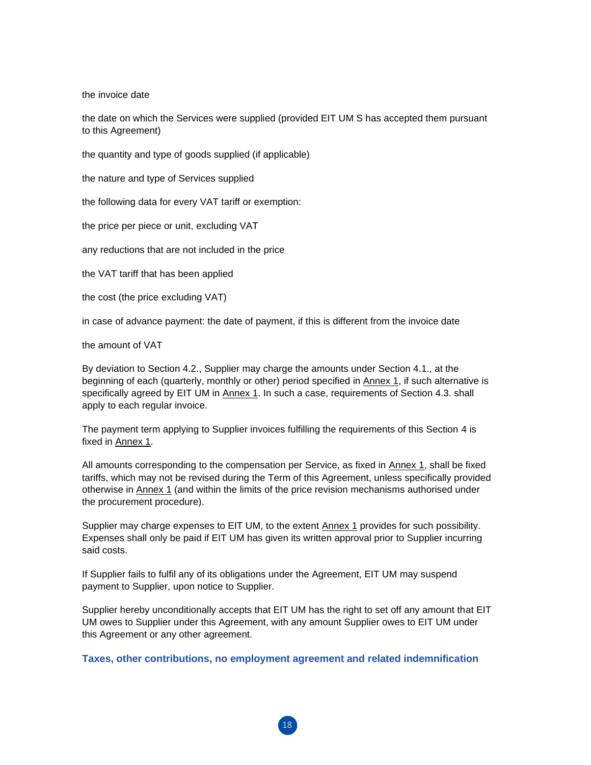the invoice date

the date on which the Services were supplied (provided EIT UM S has accepted them pursuant to this Agreement)

the quantity and type of goods supplied (if applicable)

the nature and type of Services supplied

the following data for every VAT tariff or exemption:

the price per piece or unit, excluding VAT

any reductions that are not included in the price

the VAT tariff that has been applied

the cost (the price excluding VAT)

in case of advance payment: the date of payment, if this is different from the invoice date

the amount of VAT

By deviation to Section 4.2., Supplier may charge the amounts under Section 4.1., at the beginning of each (quarterly, monthly or other) period specified in Annex 1, if such alternative is specifically agreed by EIT UM in Annex 1. In such a case, requirements of Section 4.3. shall apply to each regular invoice.

The payment term applying to Supplier invoices fulfilling the requirements of this Section 4 is fixed in Annex 1.

All amounts corresponding to the compensation per Service, as fixed in Annex 1, shall be fixed tariffs, which may not be revised during the Term of this Agreement, unless specifically provided otherwise in Annex 1 (and within the limits of the price revision mechanisms authorised under the procurement procedure).

Supplier may charge expenses to EIT UM, to the extent Annex 1 provides for such possibility. Expenses shall only be paid if EIT UM has given its written approval prior to Supplier incurring said costs.

If Supplier fails to fulfil any of its obligations under the Agreement, EIT UM may suspend payment to Supplier, upon notice to Supplier.

Supplier hereby unconditionally accepts that EIT UM has the right to set off any amount that EIT UM owes to Supplier under this Agreement, with any amount Supplier owes to EIT UM under this Agreement or any other agreement.

## Taxes, other contributions, no employment agreement and related indemnification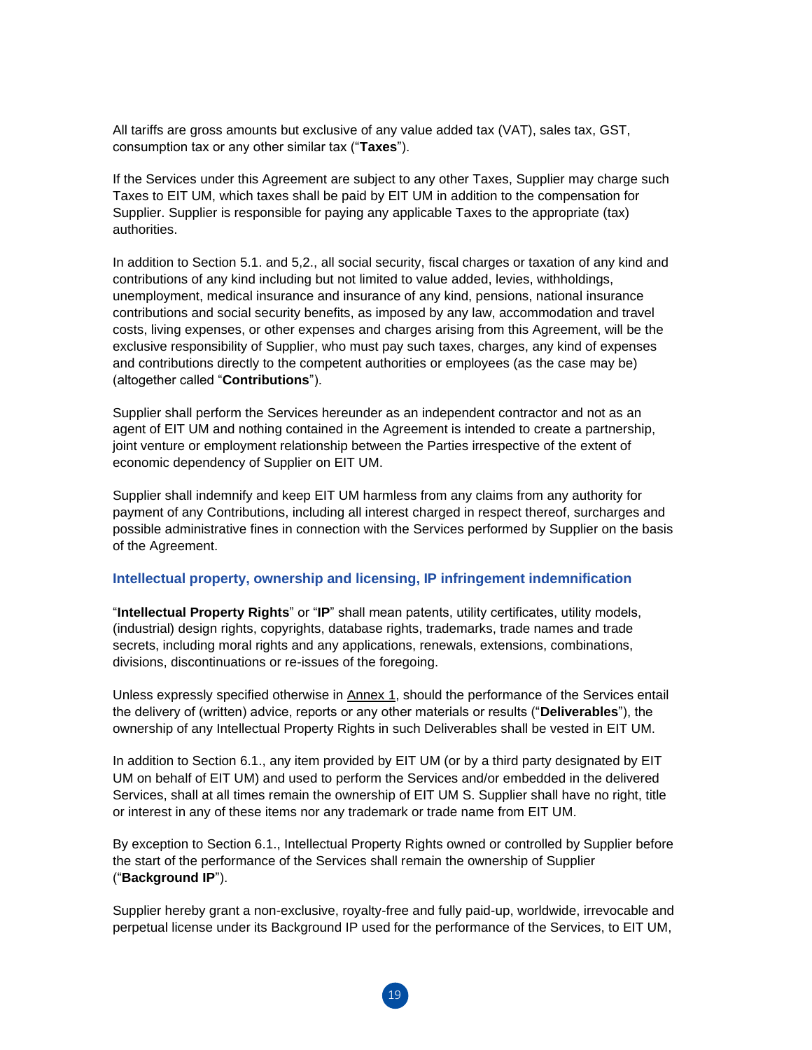All tariffs are gross amounts but exclusive of any value added tax (VAT), sales tax, GST, consumption tax or any other similar tax ("**Taxes**").

If the Services under this Agreement are subject to any other Taxes, Supplier may charge such Taxes to EIT UM, which taxes shall be paid by EIT UM in addition to the compensation for Supplier. Supplier is responsible for paying any applicable Taxes to the appropriate (tax) authorities.

In addition to Section 5.1. and 5,2., all social security, fiscal charges or taxation of any kind and contributions of any kind including but not limited to value added, levies, withholdings, unemployment, medical insurance and insurance of any kind, pensions, national insurance contributions and social security benefits, as imposed by any law, accommodation and travel costs, living expenses, or other expenses and charges arising from this Agreement, will be the exclusive responsibility of Supplier, who must pay such taxes, charges, any kind of expenses and contributions directly to the competent authorities or employees (as the case may be) (altogether called "**Contributions**").

Supplier shall perform the Services hereunder as an independent contractor and not as an agent of EIT UM and nothing contained in the Agreement is intended to create a partnership, joint venture or employment relationship between the Parties irrespective of the extent of economic dependency of Supplier on EIT UM.

Supplier shall indemnify and keep EIT UM harmless from any claims from any authority for payment of any Contributions, including all interest charged in respect thereof, surcharges and possible administrative fines in connection with the Services performed by Supplier on the basis of the Agreement.

## Intellectual property, ownership and licensing, IP infringement indemnification

"**Intellectual Property Rights**" or "**IP**" shall mean patents, utility certificates, utility models, (industrial) design rights, copyrights, database rights, trademarks, trade names and trade secrets, including moral rights and any applications, renewals, extensions, combinations, divisions, discontinuations or re-issues of the foregoing.

Unless expressly specified otherwise in Annex 1, should the performance of the Services entail the delivery of (written) advice, reports or any other materials or results ("**Deliverables**"), the ownership of any Intellectual Property Rights in such Deliverables shall be vested in EIT UM.

In addition to Section 6.1., any item provided by EIT UM (or by a third party designated by EIT UM on behalf of EIT UM) and used to perform the Services and/or embedded in the delivered Services, shall at all times remain the ownership of EIT UM S. Supplier shall have no right, title or interest in any of these items nor any trademark or trade name from EIT UM.

By exception to Section 6.1., Intellectual Property Rights owned or controlled by Supplier before the start of the performance of the Services shall remain the ownership of Supplier ("**Background IP**").

Supplier hereby grant a non-exclusive, royalty-free and fully paid-up, worldwide, irrevocable and perpetual license under its Background IP used for the performance of the Services, to EIT UM,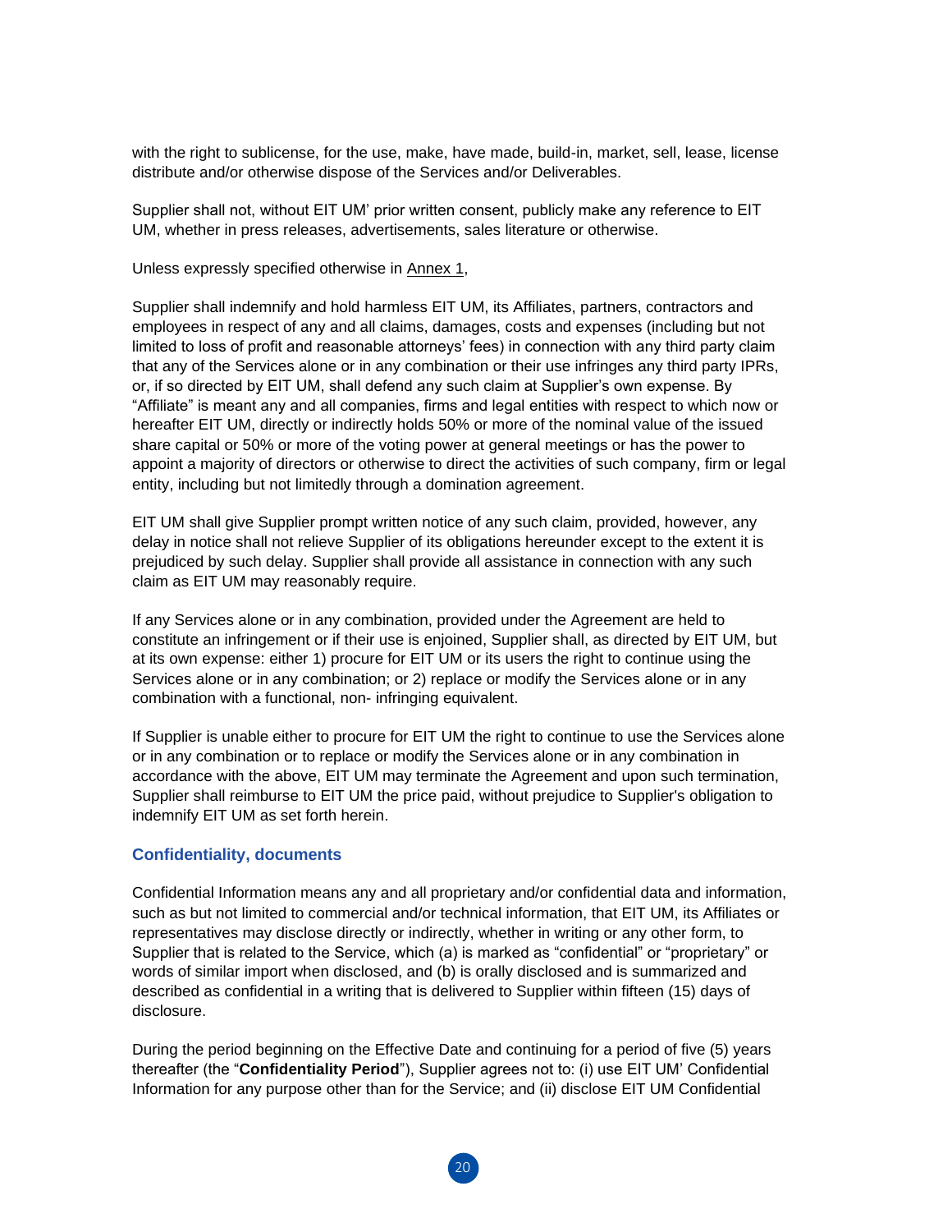with the right to sublicense, for the use, make, have made, build-in, market, sell, lease, license distribute and/or otherwise dispose of the Services and/or Deliverables.

Supplier shall not, without EIT UM' prior written consent, publicly make any reference to EIT UM, whether in press releases, advertisements, sales literature or otherwise.

Unless expressly specified otherwise in Annex 1,

Supplier shall indemnify and hold harmless EIT UM, its Affiliates, partners, contractors and employees in respect of any and all claims, damages, costs and expenses (including but not limited to loss of profit and reasonable attorneys' fees) in connection with any third party claim that any of the Services alone or in any combination or their use infringes any third party IPRs, or, if so directed by EIT UM, shall defend any such claim at Supplier's own expense. By "Affiliate" is meant any and all companies, firms and legal entities with respect to which now or hereafter EIT UM, directly or indirectly holds 50% or more of the nominal value of the issued share capital or 50% or more of the voting power at general meetings or has the power to appoint a majority of directors or otherwise to direct the activities of such company, firm or legal entity, including but not limitedly through a domination agreement.

EIT UM shall give Supplier prompt written notice of any such claim, provided, however, any delay in notice shall not relieve Supplier of its obligations hereunder except to the extent it is prejudiced by such delay. Supplier shall provide all assistance in connection with any such claim as EIT UM may reasonably require.

If any Services alone or in any combination, provided under the Agreement are held to constitute an infringement or if their use is enjoined, Supplier shall, as directed by EIT UM, but at its own expense: either 1) procure for EIT UM or its users the right to continue using the Services alone or in any combination; or 2) replace or modify the Services alone or in any combination with a functional, non- infringing equivalent.

If Supplier is unable either to procure for EIT UM the right to continue to use the Services alone or in any combination or to replace or modify the Services alone or in any combination in accordance with the above, EIT UM may terminate the Agreement and upon such termination, Supplier shall reimburse to EIT UM the price paid, without prejudice to Supplier's obligation to indemnify EIT UM as set forth herein.

### Confidentiality, documents

Confidential Information means any and all proprietary and/or confidential data and information, such as but not limited to commercial and/or technical information, that EIT UM, its Affiliates or representatives may disclose directly or indirectly, whether in writing or any other form, to Supplier that is related to the Service, which (a) is marked as "confidential" or "proprietary" or words of similar import when disclosed, and (b) is orally disclosed and is summarized and described as confidential in a writing that is delivered to Supplier within fifteen (15) days of disclosure.

During the period beginning on the Effective Date and continuing for a period of five (5) years thereafter (the "**Confidentiality Period**"), Supplier agrees not to: (i) use EIT UM' Confidential Information for any purpose other than for the Service; and (ii) disclose EIT UM Confidential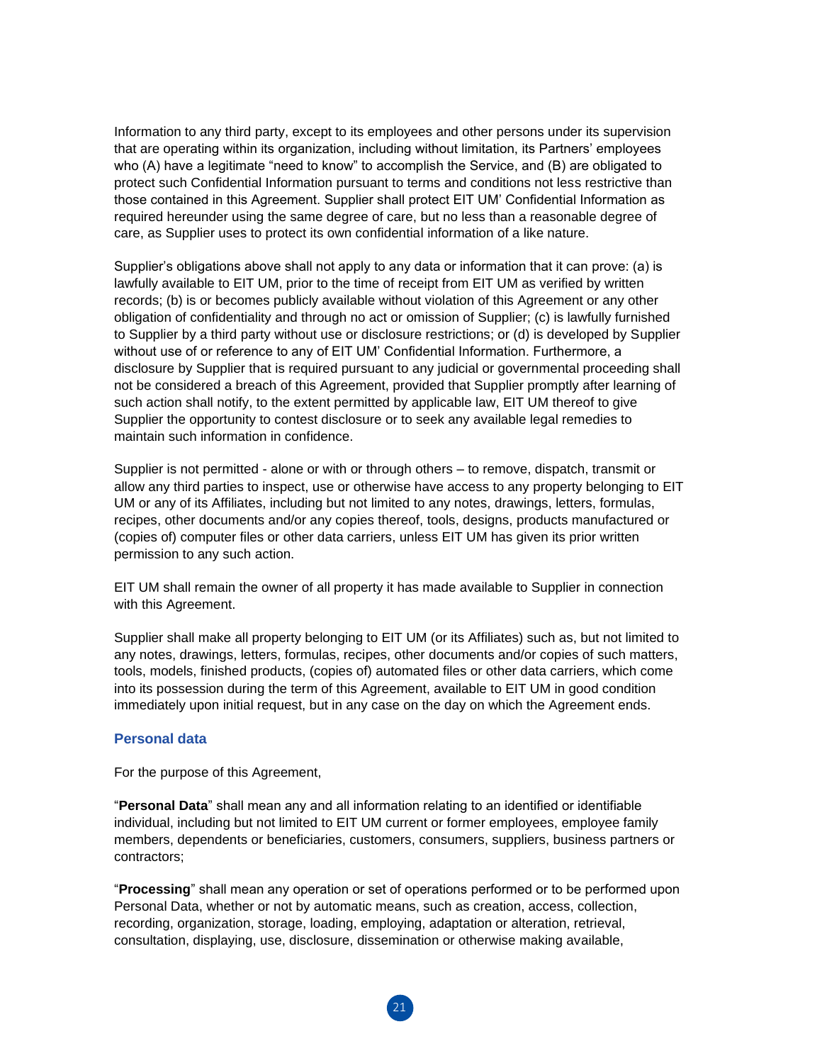Information to any third party, except to its employees and other persons under its supervision that are operating within its organization, including without limitation, its Partners' employees who (A) have a legitimate "need to know" to accomplish the Service, and (B) are obligated to protect such Confidential Information pursuant to terms and conditions not less restrictive than those contained in this Agreement. Supplier shall protect EIT UM' Confidential Information as required hereunder using the same degree of care, but no less than a reasonable degree of care, as Supplier uses to protect its own confidential information of a like nature.

Supplier's obligations above shall not apply to any data or information that it can prove: (a) is lawfully available to EIT UM, prior to the time of receipt from EIT UM as verified by written records; (b) is or becomes publicly available without violation of this Agreement or any other obligation of confidentiality and through no act or omission of Supplier; (c) is lawfully furnished to Supplier by a third party without use or disclosure restrictions; or (d) is developed by Supplier without use of or reference to any of EIT UM' Confidential Information. Furthermore, a disclosure by Supplier that is required pursuant to any judicial or governmental proceeding shall not be considered a breach of this Agreement, provided that Supplier promptly after learning of such action shall notify, to the extent permitted by applicable law, EIT UM thereof to give Supplier the opportunity to contest disclosure or to seek any available legal remedies to maintain such information in confidence.

Supplier is not permitted - alone or with or through others – to remove, dispatch, transmit or allow any third parties to inspect, use or otherwise have access to any property belonging to EIT UM or any of its Affiliates, including but not limited to any notes, drawings, letters, formulas, recipes, other documents and/or any copies thereof, tools, designs, products manufactured or (copies of) computer files or other data carriers, unless EIT UM has given its prior written permission to any such action.

EIT UM shall remain the owner of all property it has made available to Supplier in connection with this Agreement.

Supplier shall make all property belonging to EIT UM (or its Affiliates) such as, but not limited to any notes, drawings, letters, formulas, recipes, other documents and/or copies of such matters, tools, models, finished products, (copies of) automated files or other data carriers, which come into its possession during the term of this Agreement, available to EIT UM in good condition immediately upon initial request, but in any case on the day on which the Agreement ends.

### Personal data

For the purpose of this Agreement,

"**Personal Data**" shall mean any and all information relating to an identified or identifiable individual, including but not limited to EIT UM current or former employees, employee family members, dependents or beneficiaries, customers, consumers, suppliers, business partners or contractors;

"**Processing**" shall mean any operation or set of operations performed or to be performed upon Personal Data, whether or not by automatic means, such as creation, access, collection, recording, organization, storage, loading, employing, adaptation or alteration, retrieval, consultation, displaying, use, disclosure, dissemination or otherwise making available,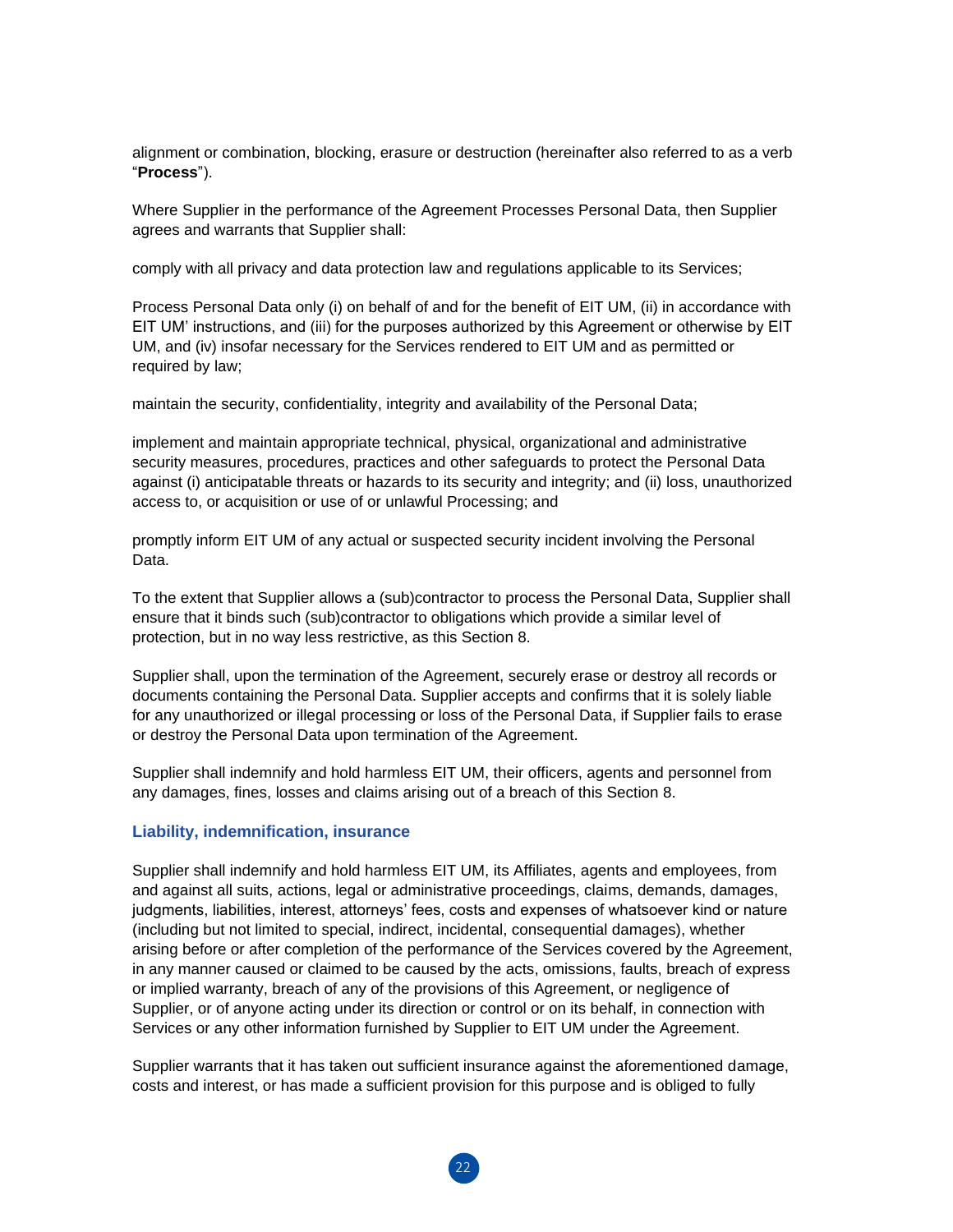alignment or combination, blocking, erasure or destruction (hereinafter also referred to as a verb "**Process**").

Where Supplier in the performance of the Agreement Processes Personal Data, then Supplier agrees and warrants that Supplier shall:

comply with all privacy and data protection law and regulations applicable to its Services;

Process Personal Data only (i) on behalf of and for the benefit of EIT UM, (ii) in accordance with EIT UM' instructions, and (iii) for the purposes authorized by this Agreement or otherwise by EIT UM, and (iv) insofar necessary for the Services rendered to EIT UM and as permitted or required by law;

maintain the security, confidentiality, integrity and availability of the Personal Data;

implement and maintain appropriate technical, physical, organizational and administrative security measures, procedures, practices and other safeguards to protect the Personal Data against (i) anticipatable threats or hazards to its security and integrity; and (ii) loss, unauthorized access to, or acquisition or use of or unlawful Processing; and

promptly inform EIT UM of any actual or suspected security incident involving the Personal Data.

To the extent that Supplier allows a (sub)contractor to process the Personal Data, Supplier shall ensure that it binds such (sub)contractor to obligations which provide a similar level of protection, but in no way less restrictive, as this Section 8.

Supplier shall, upon the termination of the Agreement, securely erase or destroy all records or documents containing the Personal Data. Supplier accepts and confirms that it is solely liable for any unauthorized or illegal processing or loss of the Personal Data, if Supplier fails to erase or destroy the Personal Data upon termination of the Agreement.

Supplier shall indemnify and hold harmless EIT UM, their officers, agents and personnel from any damages, fines, losses and claims arising out of a breach of this Section 8.

## Liability, indemnification, insurance

Supplier shall indemnify and hold harmless EIT UM, its Affiliates, agents and employees, from and against all suits, actions, legal or administrative proceedings, claims, demands, damages, judgments, liabilities, interest, attorneys' fees, costs and expenses of whatsoever kind or nature (including but not limited to special, indirect, incidental, consequential damages), whether arising before or after completion of the performance of the Services covered by the Agreement, in any manner caused or claimed to be caused by the acts, omissions, faults, breach of express or implied warranty, breach of any of the provisions of this Agreement, or negligence of Supplier, or of anyone acting under its direction or control or on its behalf, in connection with Services or any other information furnished by Supplier to EIT UM under the Agreement.

Supplier warrants that it has taken out sufficient insurance against the aforementioned damage, costs and interest, or has made a sufficient provision for this purpose and is obliged to fully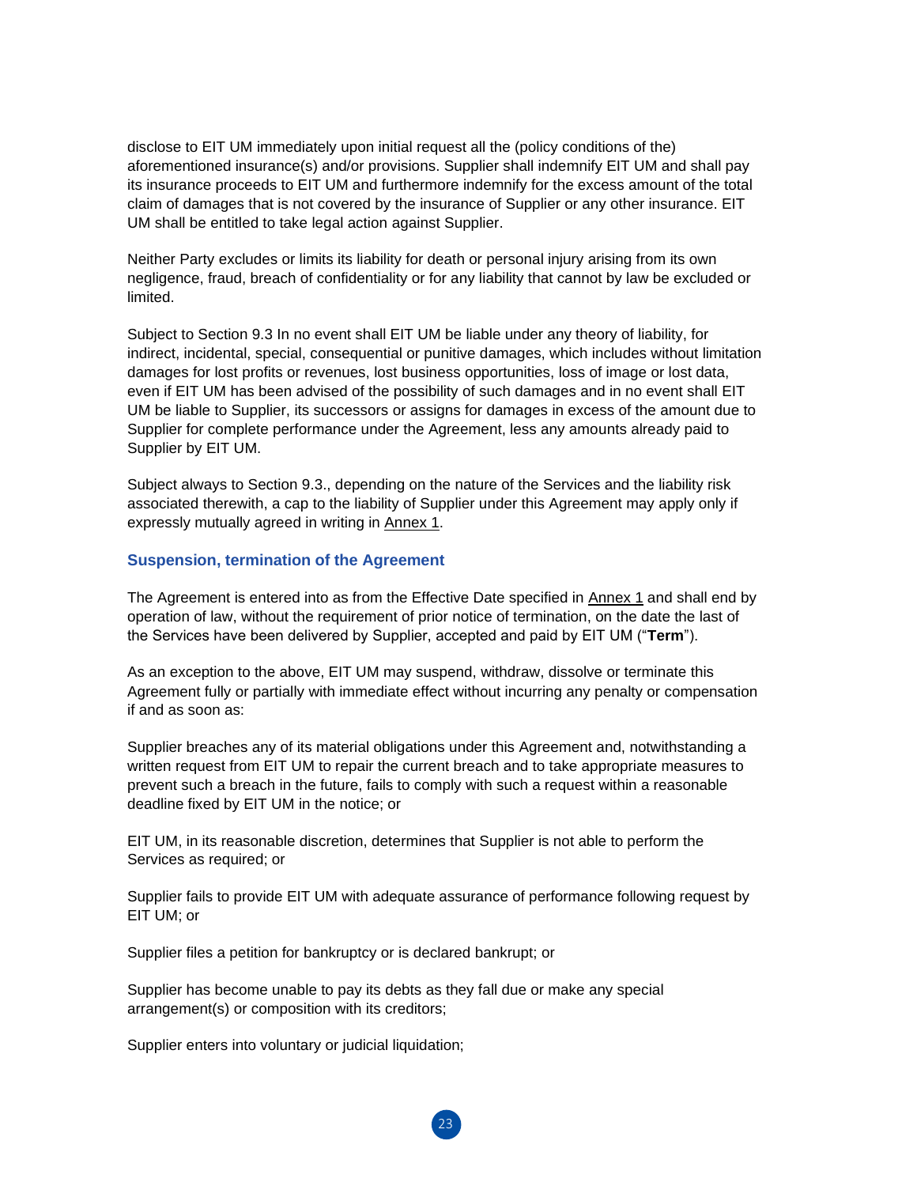disclose to EIT UM immediately upon initial request all the (policy conditions of the) aforementioned insurance(s) and/or provisions. Supplier shall indemnify EIT UM and shall pay its insurance proceeds to EIT UM and furthermore indemnify for the excess amount of the total claim of damages that is not covered by the insurance of Supplier or any other insurance. EIT UM shall be entitled to take legal action against Supplier.

Neither Party excludes or limits its liability for death or personal injury arising from its own negligence, fraud, breach of confidentiality or for any liability that cannot by law be excluded or limited.

Subject to Section 9.3 In no event shall EIT UM be liable under any theory of liability, for indirect, incidental, special, consequential or punitive damages, which includes without limitation damages for lost profits or revenues, lost business opportunities, loss of image or lost data, even if EIT UM has been advised of the possibility of such damages and in no event shall EIT UM be liable to Supplier, its successors or assigns for damages in excess of the amount due to Supplier for complete performance under the Agreement, less any amounts already paid to Supplier by EIT UM.

Subject always to Section 9.3., depending on the nature of the Services and the liability risk associated therewith, a cap to the liability of Supplier under this Agreement may apply only if expressly mutually agreed in writing in Annex 1.

### Suspension, termination of the Agreement

The Agreement is entered into as from the Effective Date specified in Annex 1 and shall end by operation of law, without the requirement of prior notice of termination, on the date the last of the Services have been delivered by Supplier, accepted and paid by EIT UM ("**Term**").

As an exception to the above, EIT UM may suspend, withdraw, dissolve or terminate this Agreement fully or partially with immediate effect without incurring any penalty or compensation if and as soon as:

Supplier breaches any of its material obligations under this Agreement and, notwithstanding a written request from EIT UM to repair the current breach and to take appropriate measures to prevent such a breach in the future, fails to comply with such a request within a reasonable deadline fixed by EIT UM in the notice; or

EIT UM, in its reasonable discretion, determines that Supplier is not able to perform the Services as required; or

Supplier fails to provide EIT UM with adequate assurance of performance following request by EIT UM; or

Supplier files a petition for bankruptcy or is declared bankrupt; or

Supplier has become unable to pay its debts as they fall due or make any special arrangement(s) or composition with its creditors;

Supplier enters into voluntary or judicial liquidation;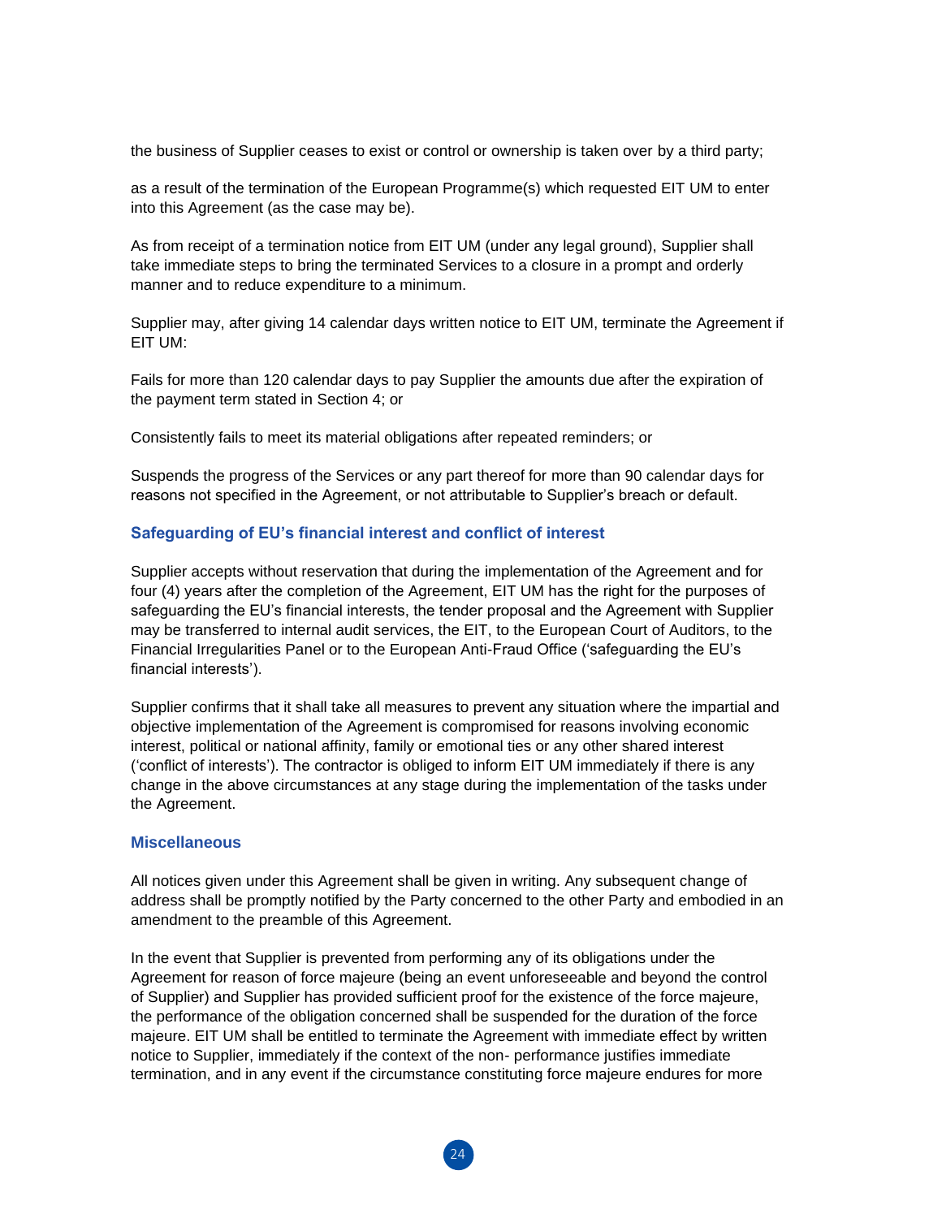the business of Supplier ceases to exist or control or ownership is taken over by a third party;

as a result of the termination of the European Programme(s) which requested EIT UM to enter into this Agreement (as the case may be).

As from receipt of a termination notice from EIT UM (under any legal ground), Supplier shall take immediate steps to bring the terminated Services to a closure in a prompt and orderly manner and to reduce expenditure to a minimum.

Supplier may, after giving 14 calendar days written notice to EIT UM, terminate the Agreement if EIT UM:

Fails for more than 120 calendar days to pay Supplier the amounts due after the expiration of the payment term stated in Section 4; or

Consistently fails to meet its material obligations after repeated reminders; or

Suspends the progress of the Services or any part thereof for more than 90 calendar days for reasons not specified in the Agreement, or not attributable to Supplier's breach or default.

### Safeguarding of EU's financial interest and conflict of interest

Supplier accepts without reservation that during the implementation of the Agreement and for four (4) years after the completion of the Agreement, EIT UM has the right for the purposes of safeguarding the EU's financial interests, the tender proposal and the Agreement with Supplier may be transferred to internal audit services, the EIT, to the European Court of Auditors, to the Financial Irregularities Panel or to the European Anti-Fraud Office ('safeguarding the EU's financial interests').

Supplier confirms that it shall take all measures to prevent any situation where the impartial and objective implementation of the Agreement is compromised for reasons involving economic interest, political or national affinity, family or emotional ties or any other shared interest ('conflict of interests'). The contractor is obliged to inform EIT UM immediately if there is any change in the above circumstances at any stage during the implementation of the tasks under the Agreement.

### Miscellaneous

All notices given under this Agreement shall be given in writing. Any subsequent change of address shall be promptly notified by the Party concerned to the other Party and embodied in an amendment to the preamble of this Agreement.

In the event that Supplier is prevented from performing any of its obligations under the Agreement for reason of force majeure (being an event unforeseeable and beyond the control of Supplier) and Supplier has provided sufficient proof for the existence of the force majeure, the performance of the obligation concerned shall be suspended for the duration of the force majeure. EIT UM shall be entitled to terminate the Agreement with immediate effect by written notice to Supplier, immediately if the context of the non- performance justifies immediate termination, and in any event if the circumstance constituting force majeure endures for more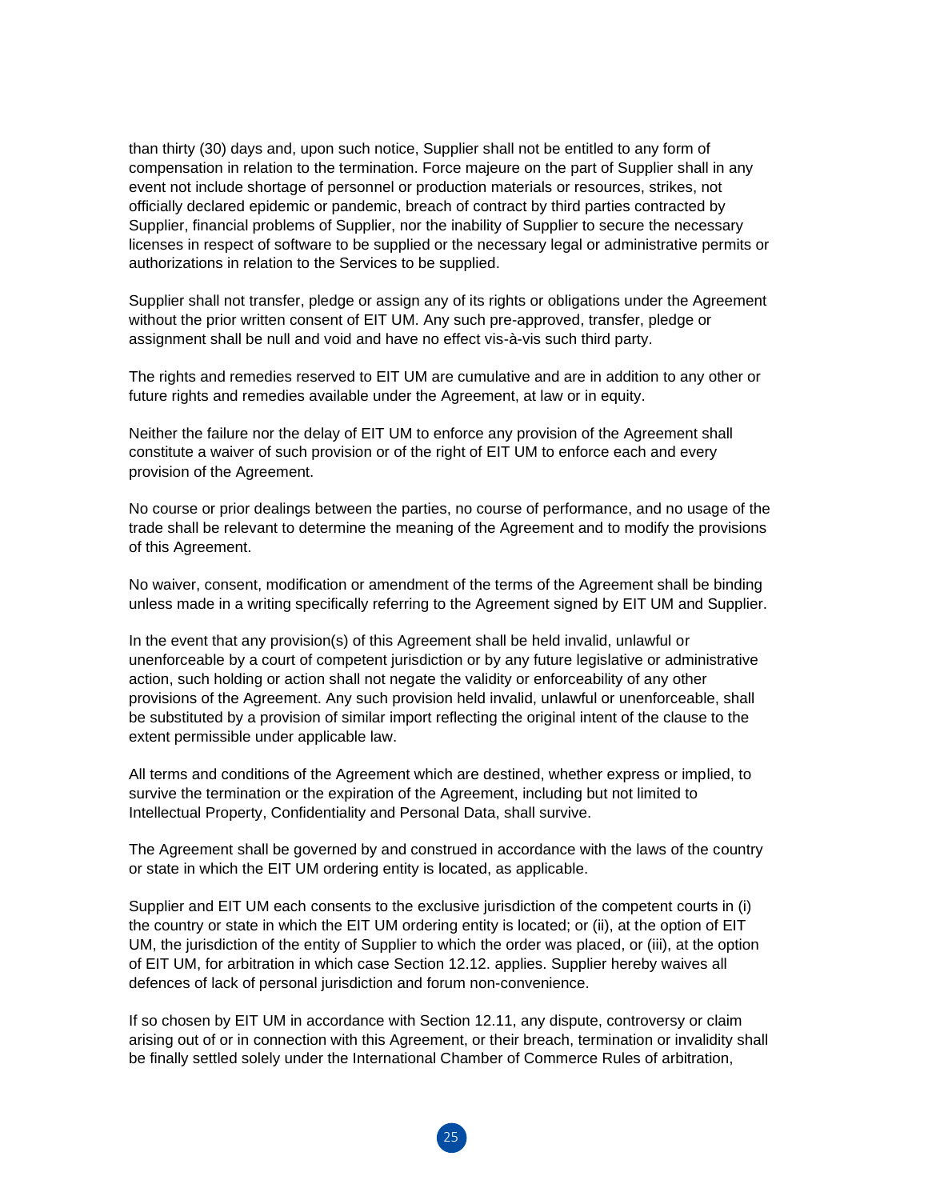than thirty (30) days and, upon such notice, Supplier shall not be entitled to any form of compensation in relation to the termination. Force majeure on the part of Supplier shall in any event not include shortage of personnel or production materials or resources, strikes, not officially declared epidemic or pandemic, breach of contract by third parties contracted by Supplier, financial problems of Supplier, nor the inability of Supplier to secure the necessary licenses in respect of software to be supplied or the necessary legal or administrative permits or authorizations in relation to the Services to be supplied.

Supplier shall not transfer, pledge or assign any of its rights or obligations under the Agreement without the prior written consent of EIT UM. Any such pre-approved, transfer, pledge or assignment shall be null and void and have no effect vis-à-vis such third party.

The rights and remedies reserved to EIT UM are cumulative and are in addition to any other or future rights and remedies available under the Agreement, at law or in equity.

Neither the failure nor the delay of EIT UM to enforce any provision of the Agreement shall constitute a waiver of such provision or of the right of EIT UM to enforce each and every provision of the Agreement.

No course or prior dealings between the parties, no course of performance, and no usage of the trade shall be relevant to determine the meaning of the Agreement and to modify the provisions of this Agreement.

No waiver, consent, modification or amendment of the terms of the Agreement shall be binding unless made in a writing specifically referring to the Agreement signed by EIT UM and Supplier.

In the event that any provision(s) of this Agreement shall be held invalid, unlawful or unenforceable by a court of competent jurisdiction or by any future legislative or administrative action, such holding or action shall not negate the validity or enforceability of any other provisions of the Agreement. Any such provision held invalid, unlawful or unenforceable, shall be substituted by a provision of similar import reflecting the original intent of the clause to the extent permissible under applicable law.

All terms and conditions of the Agreement which are destined, whether express or implied, to survive the termination or the expiration of the Agreement, including but not limited to Intellectual Property, Confidentiality and Personal Data, shall survive.

The Agreement shall be governed by and construed in accordance with the laws of the country or state in which the EIT UM ordering entity is located, as applicable.

Supplier and EIT UM each consents to the exclusive jurisdiction of the competent courts in (i) the country or state in which the EIT UM ordering entity is located; or (ii), at the option of EIT UM, the jurisdiction of the entity of Supplier to which the order was placed, or (iii), at the option of EIT UM, for arbitration in which case Section 12.12. applies. Supplier hereby waives all defences of lack of personal jurisdiction and forum non-convenience.

If so chosen by EIT UM in accordance with Section 12.11, any dispute, controversy or claim arising out of or in connection with this Agreement, or their breach, termination or invalidity shall be finally settled solely under the International Chamber of Commerce Rules of arbitration,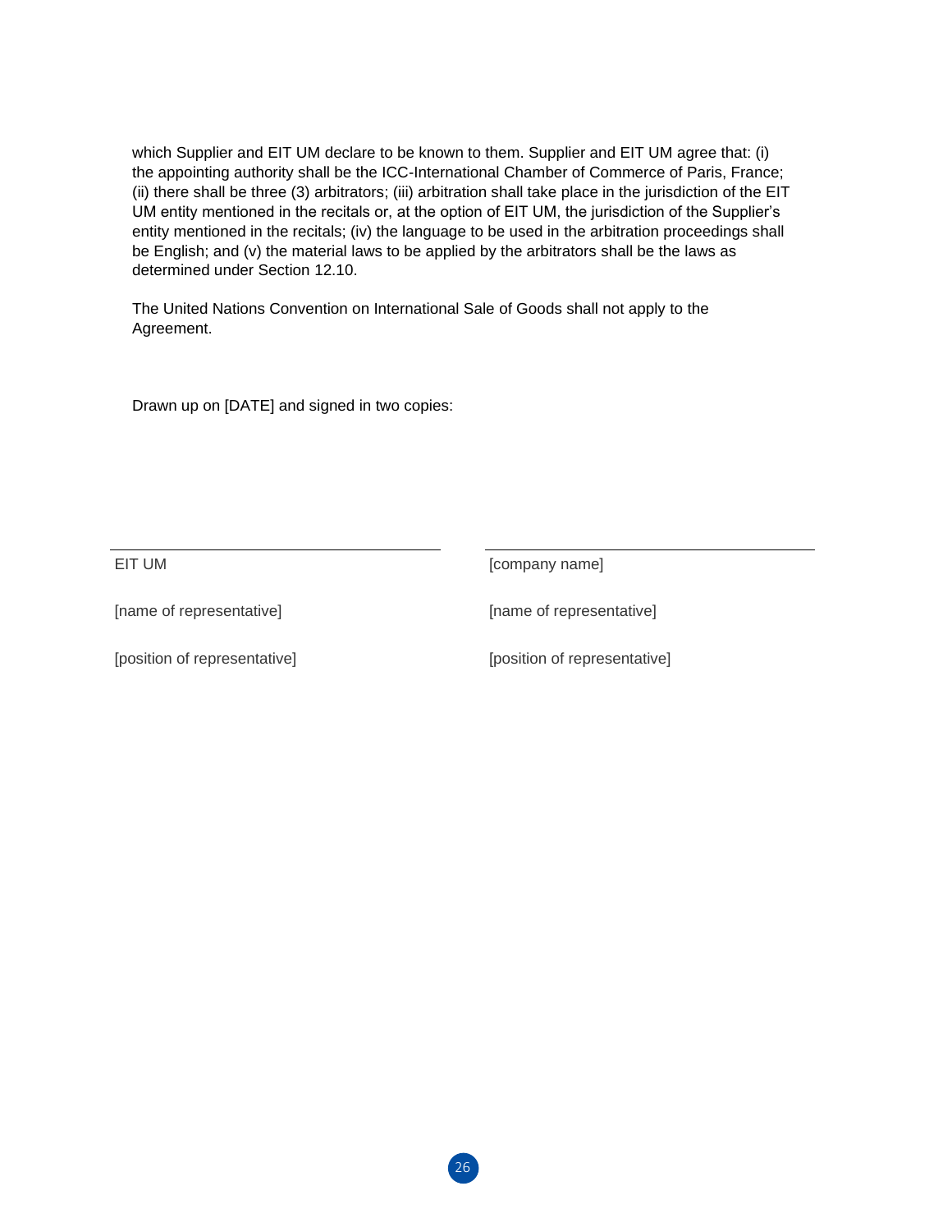which Supplier and EIT UM declare to be known to them. Supplier and EIT UM agree that: (i) the appointing authority shall be the ICC-International Chamber of Commerce of Paris, France; (ii) there shall be three (3) arbitrators; (iii) arbitration shall take place in the jurisdiction of the EIT UM entity mentioned in the recitals or, at the option of EIT UM, the jurisdiction of the Supplier's entity mentioned in the recitals; (iv) the language to be used in the arbitration proceedings shall be English; and (v) the material laws to be applied by the arbitrators shall be the laws as determined under Section 12.10.

The United Nations Convention on International Sale of Goods shall not apply to the Agreement.

Drawn up on [DATE] and signed in two copies:

| | |
|---|---|
| EIT UM | [company name] |
| [name of representative] | [name of representative] |
| [position of representative] | [position of representative] |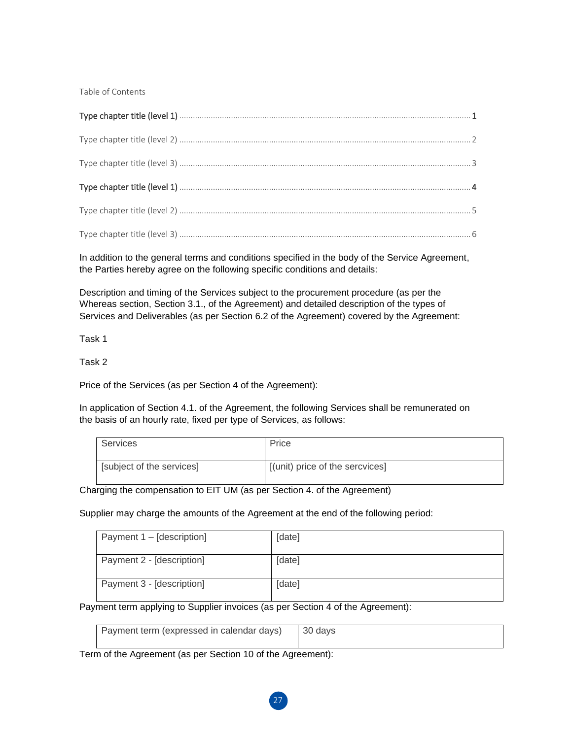Table of Contents

**Type chapter title (level 1)** ........................................................................................................................ **1**

Type chapter title (level 2) ........................................................................................................................ 2

Type chapter title (level 3) ........................................................................................................................ 3

**Type chapter title (level 1)** ........................................................................................................................ **4**

Type chapter title (level 2) ........................................................................................................................ 5

Type chapter title (level 3) ........................................................................................................................ 6

In addition to the general terms and conditions specified in the body of the Service Agreement, the Parties hereby agree on the following specific conditions and details:

Description and timing of the Services subject to the procurement procedure (as per the Whereas section, Section 3.1., of the Agreement) and detailed description of the types of Services and Deliverables (as per Section 6.2 of the Agreement) covered by the Agreement:

Task 1

Task 2

Price of the Services (as per Section 4 of the Agreement):

In application of Section 4.1. of the Agreement, the following Services shall be remunerated on the basis of an hourly rate, fixed per type of Services, as follows:

| Services | Price |
|---|---|
| [subject of the services] | [(unit) price of the sercvices] |

Charging the compensation to EIT UM (as per Section 4. of the Agreement)

Supplier may charge the amounts of the Agreement at the end of the following period:

| | |
|---|---|
| Payment 1 – [description] | [date] |
| Payment 2 - [description] | [date] |
| Payment 3 - [description] | [date] |

Payment term applying to Supplier invoices (as per Section 4 of the Agreement):

| | |
|---|---|
| Payment term (expressed in calendar days) | 30 days |

Term of the Agreement (as per Section 10 of the Agreement):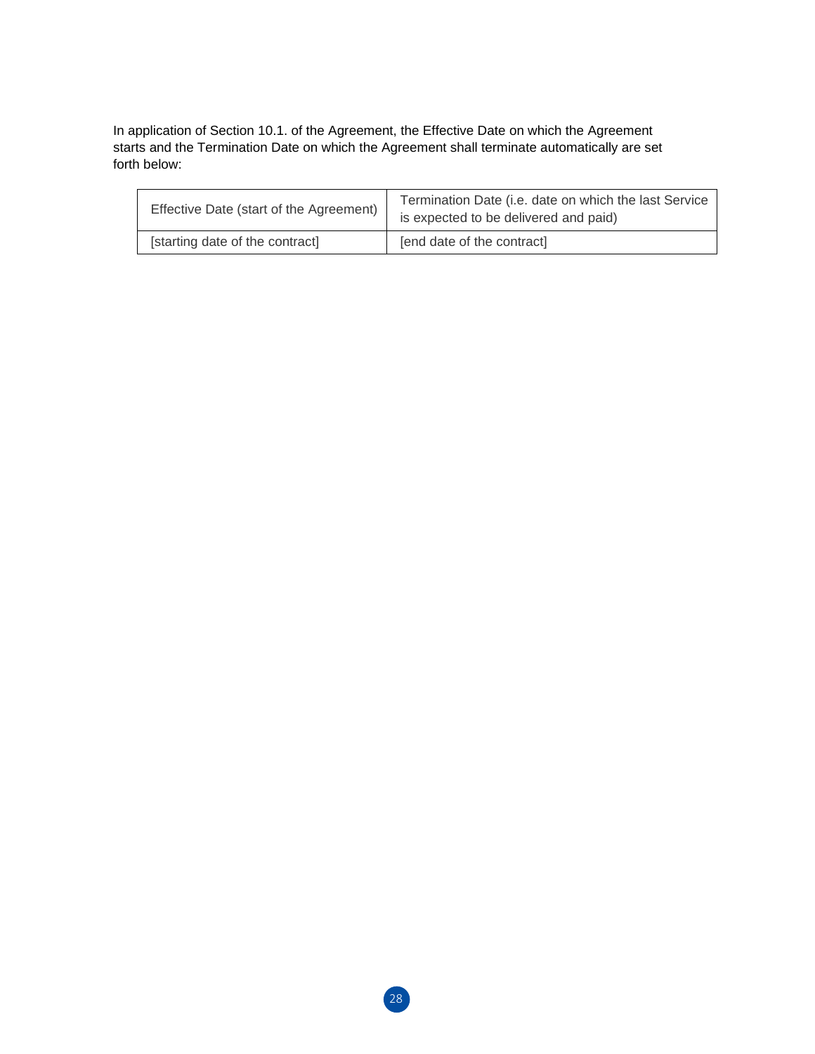In application of Section 10.1. of the Agreement, the Effective Date on which the Agreement starts and the Termination Date on which the Agreement shall terminate automatically are set forth below:

| Effective Date (start of the Agreement) | Termination Date (i.e. date on which the last Service is expected to be delivered and paid) |
|---|---|
| [starting date of the contract] | [end date of the contract] |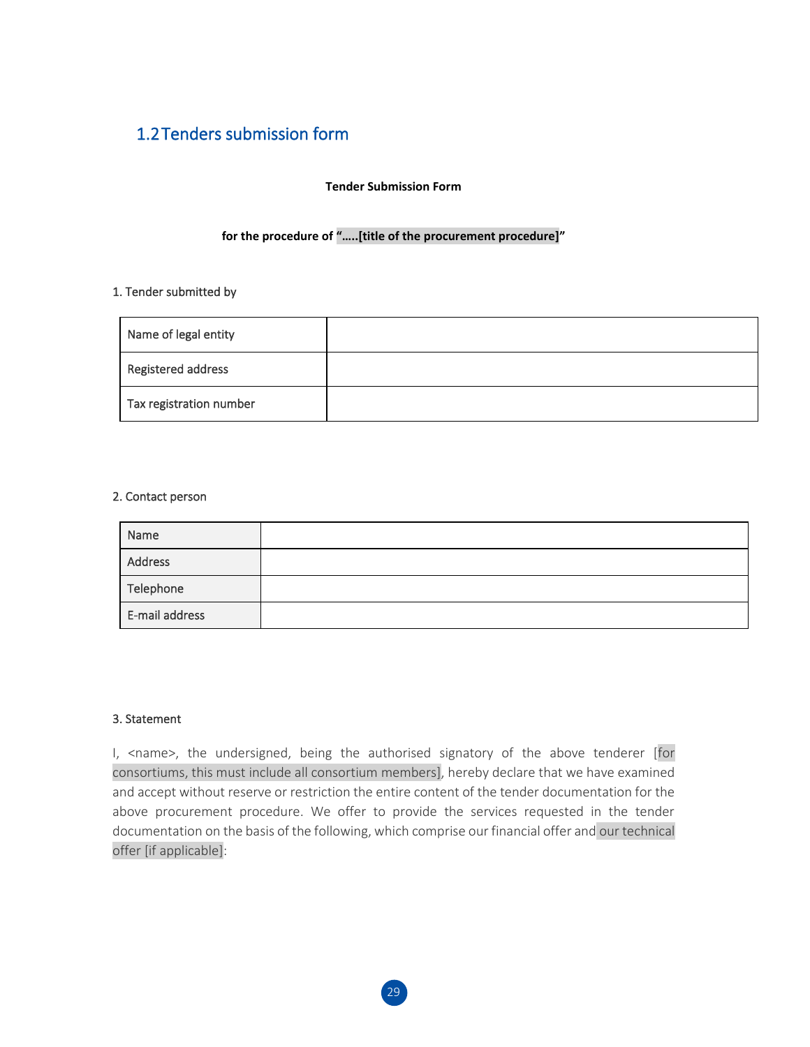## 1.2 Tenders submission form

**Tender Submission Form**

**for the procedure of "…..[title of the procurement procedure]"**

1. Tender submitted by

| Name of legal entity | |
|---|---|
| Registered address | |
| Tax registration number | |

2. Contact person

| Name | |
|---|---|
| Address | |
| Telephone | |
| E-mail address | |

3. Statement

I, <name>, the undersigned, being the authorised signatory of the above tenderer [for consortiums, this must include all consortium members], hereby declare that we have examined and accept without reserve or restriction the entire content of the tender documentation for the above procurement procedure. We offer to provide the services requested in the tender documentation on the basis of the following, which comprise our financial offer and our technical offer [if applicable]: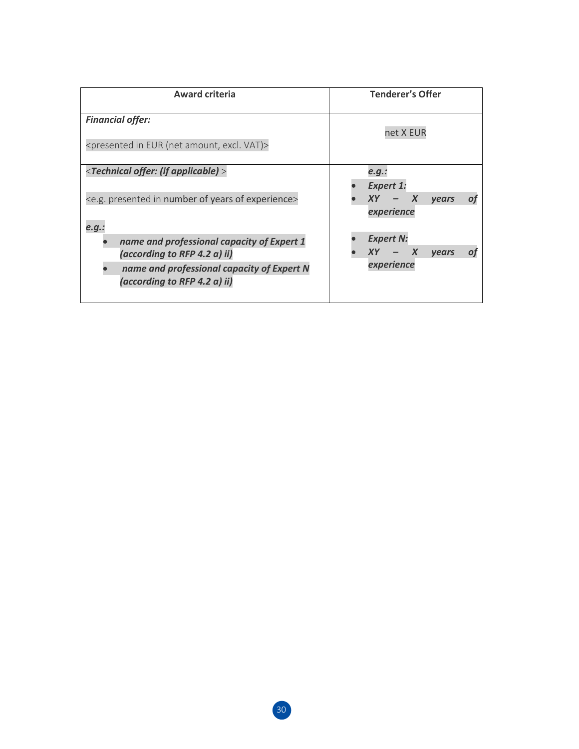| Award criteria | Tenderer's Offer |
|---|---|
| ***Financial offer:***<br><br><presented in EUR (net amount, excl. VAT)> | net X EUR |
| <***Technical offer: (if applicable)*** ><br><br><e.g. presented in number of years of experience><br><br>***e.g.:***<br>• ***name and professional capacity of Expert 1 (according to RFP 4.2 a) ii)***<br>• ***name and professional capacity of Expert N (according to RFP 4.2 a) ii)*** | ***e.g.:***<br>• ***Expert 1:***<br>• ***XY – X years of experience***<br><br>• ***Expert N:***<br>• ***XY – X years of experience*** |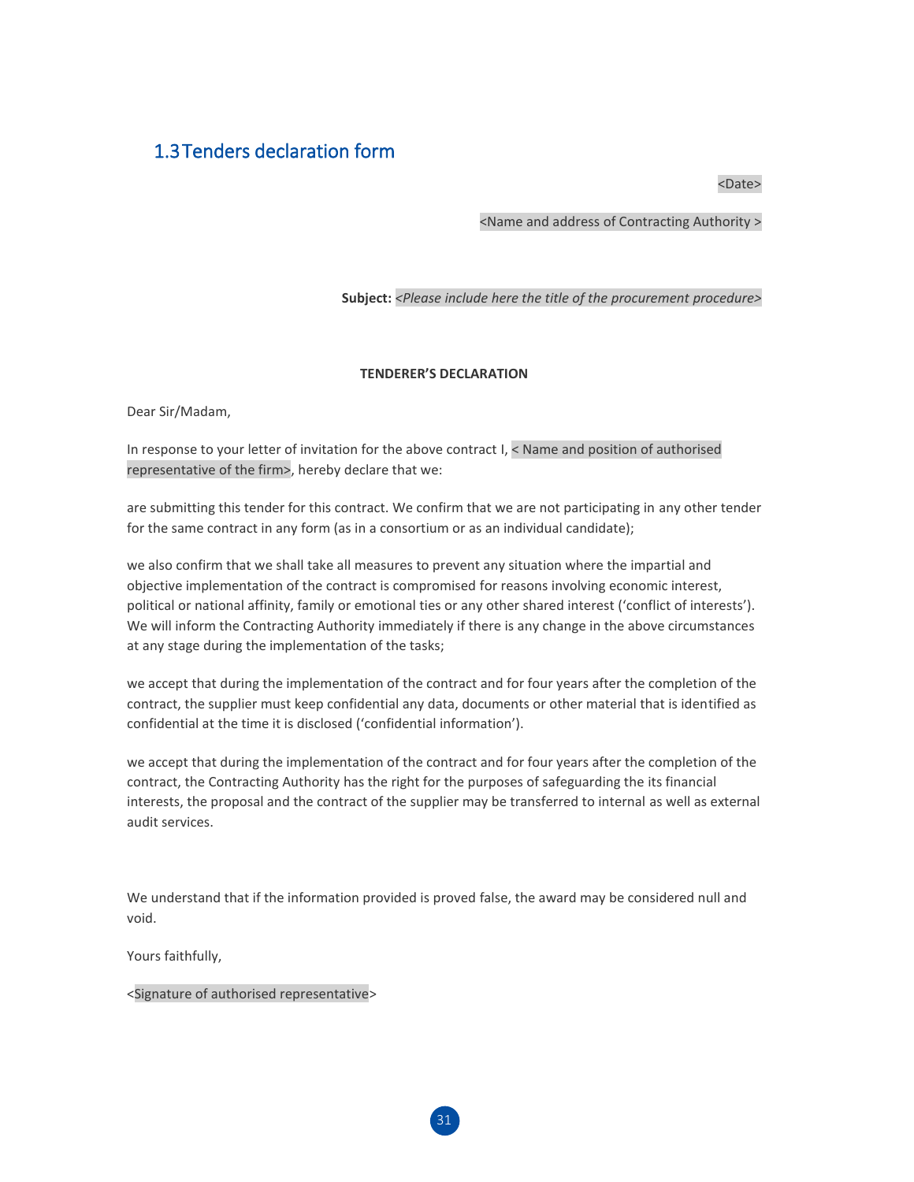## 1.3 Tenders declaration form

<Date>

<Name and address of Contracting Authority >

**Subject:** *<Please include here the title of the procurement procedure>*

**TENDERER'S DECLARATION**

Dear Sir/Madam,

In response to your letter of invitation for the above contract I, < Name and position of authorised representative of the firm>, hereby declare that we:

are submitting this tender for this contract. We confirm that we are not participating in any other tender for the same contract in any form (as in a consortium or as an individual candidate);

we also confirm that we shall take all measures to prevent any situation where the impartial and objective implementation of the contract is compromised for reasons involving economic interest, political or national affinity, family or emotional ties or any other shared interest ('conflict of interests'). We will inform the Contracting Authority immediately if there is any change in the above circumstances at any stage during the implementation of the tasks;

we accept that during the implementation of the contract and for four years after the completion of the contract, the supplier must keep confidential any data, documents or other material that is identified as confidential at the time it is disclosed ('confidential information').

we accept that during the implementation of the contract and for four years after the completion of the contract, the Contracting Authority has the right for the purposes of safeguarding the its financial interests, the proposal and the contract of the supplier may be transferred to internal as well as external audit services.

We understand that if the information provided is proved false, the award may be considered null and void.

Yours faithfully,

<Signature of authorised representative>